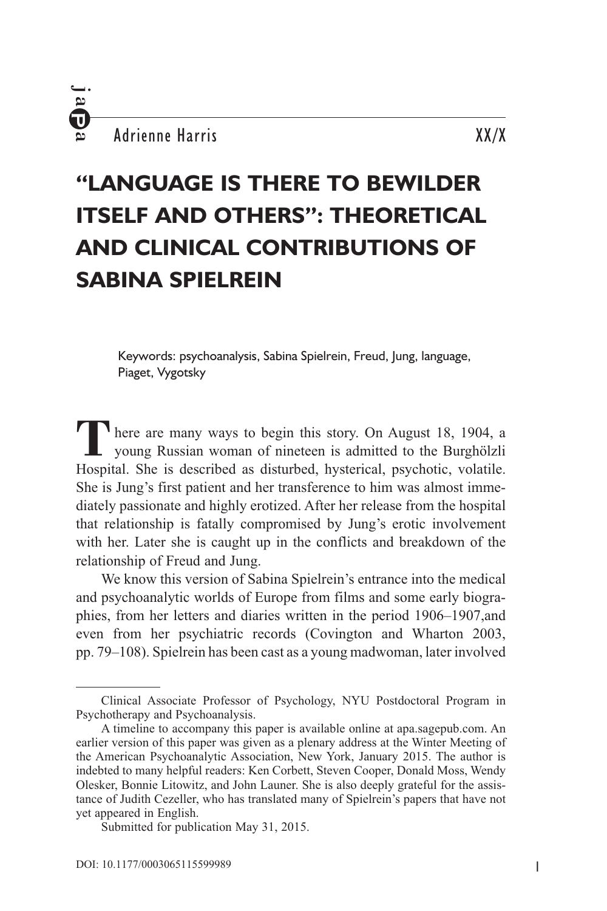Adrienne Harris

# "LANGUAGE IS THERE TO BEWILDER ITSELF AND OTHERS": THEORETICAL AND CLINICAL CONTRIBUTIONS OF SABINA SPIELREIN

Keywords: psychoanalysis, Sabina Spielrein, Freud, Jung, language, Piaget, Vygotsky

There are many ways to begin this story. On August 18, 1904, a young Russian woman of nineteen is admitted to the Burghölzli Hospital. She is described as disturbed, hysterical, psychotic, volatile. She is Jung's first patient and her transference to him was almost immediately passionate and highly erotized. After her release from the hospital that relationship is fatally compromised by Jung's erotic involvement with her. Later she is caught up in the conflicts and breakdown of the relationship of Freud and Jung.

We know this version of Sabina Spielrein's entrance into the medical and psychoanalytic worlds of Europe from films and some early biographies, from her letters and diaries written in the period 1906–1907,and even from her psychiatric records (Covington and Wharton 2003, pp. 79–108). Spielrein has been cast as a young madwoman, later involved

---

Clinical Associate Professor of Psychology, NYU Postdoctoral Program in Psychotherapy and Psychoanalysis.

A timeline to accompany this paper is available online at apa.sagepub.com. An earlier version of this paper was given as a plenary address at the Winter Meeting of the American Psychoanalytic Association, New York, January 2015. The author is indebted to many helpful readers: Ken Corbett, Steven Cooper, Donald Moss, Wendy Olesker, Bonnie Litowitz, and John Launer. She is also deeply grateful for the assistance of Judith Cezeller, who has translated many of Spielrein's papers that have not yet appeared in English.

Submitted for publication May 31, 2015.

DOI: 10.1177/0003065115599989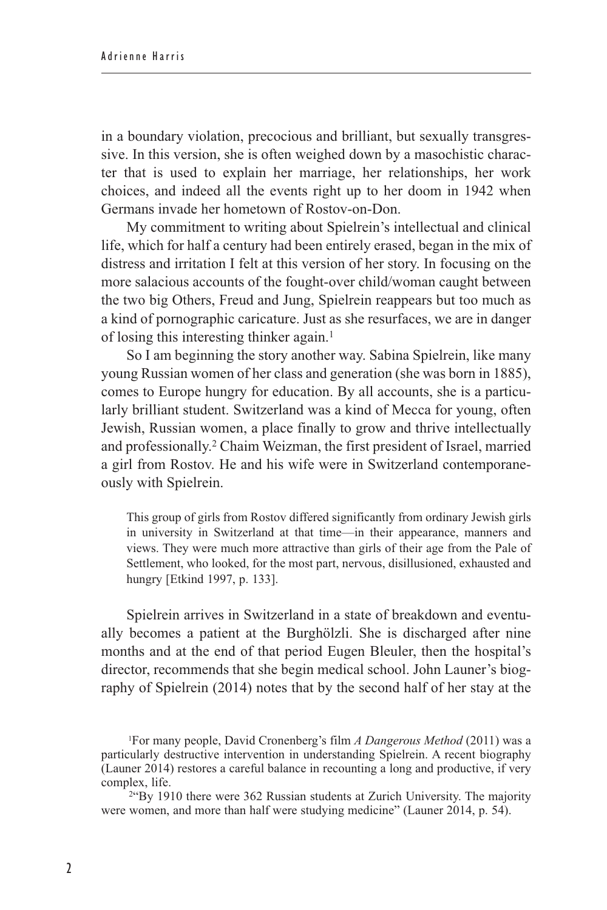in a boundary violation, precocious and brilliant, but sexually transgressive. In this version, she is often weighed down by a masochistic character that is used to explain her marriage, her relationships, her work choices, and indeed all the events right up to her doom in 1942 when Germans invade her hometown of Rostov-on-Don.

My commitment to writing about Spielrein's intellectual and clinical life, which for half a century had been entirely erased, began in the mix of distress and irritation I felt at this version of her story. In focusing on the more salacious accounts of the fought-over child/woman caught between the two big Others, Freud and Jung, Spielrein reappears but too much as a kind of pornographic caricature. Just as she resurfaces, we are in danger of losing this interesting thinker again.[1]

So I am beginning the story another way. Sabina Spielrein, like many young Russian women of her class and generation (she was born in 1885), comes to Europe hungry for education. By all accounts, she is a particularly brilliant student. Switzerland was a kind of Mecca for young, often Jewish, Russian women, a place finally to grow and thrive intellectually and professionally.[2] Chaim Weizman, the first president of Israel, married a girl from Rostov. He and his wife were in Switzerland contemporaneously with Spielrein.

> This group of girls from Rostov differed significantly from ordinary Jewish girls in university in Switzerland at that time—in their appearance, manners and views. They were much more attractive than girls of their age from the Pale of Settlement, who looked, for the most part, nervous, disillusioned, exhausted and hungry [Etkind 1997, p. 133].

Spielrein arrives in Switzerland in a state of breakdown and eventually becomes a patient at the Burghölzli. She is discharged after nine months and at the end of that period Eugen Bleuler, then the hospital's director, recommends that she begin medical school. John Launer's biography of Spielrein (2014) notes that by the second half of her stay at the

[1]For many people, David Cronenberg's film *A Dangerous Method* (2011) was a particularly destructive intervention in understanding Spielrein. A recent biography (Launer 2014) restores a careful balance in recounting a long and productive, if very complex, life.

[2]"By 1910 there were 362 Russian students at Zurich University. The majority were women, and more than half were studying medicine" (Launer 2014, p. 54).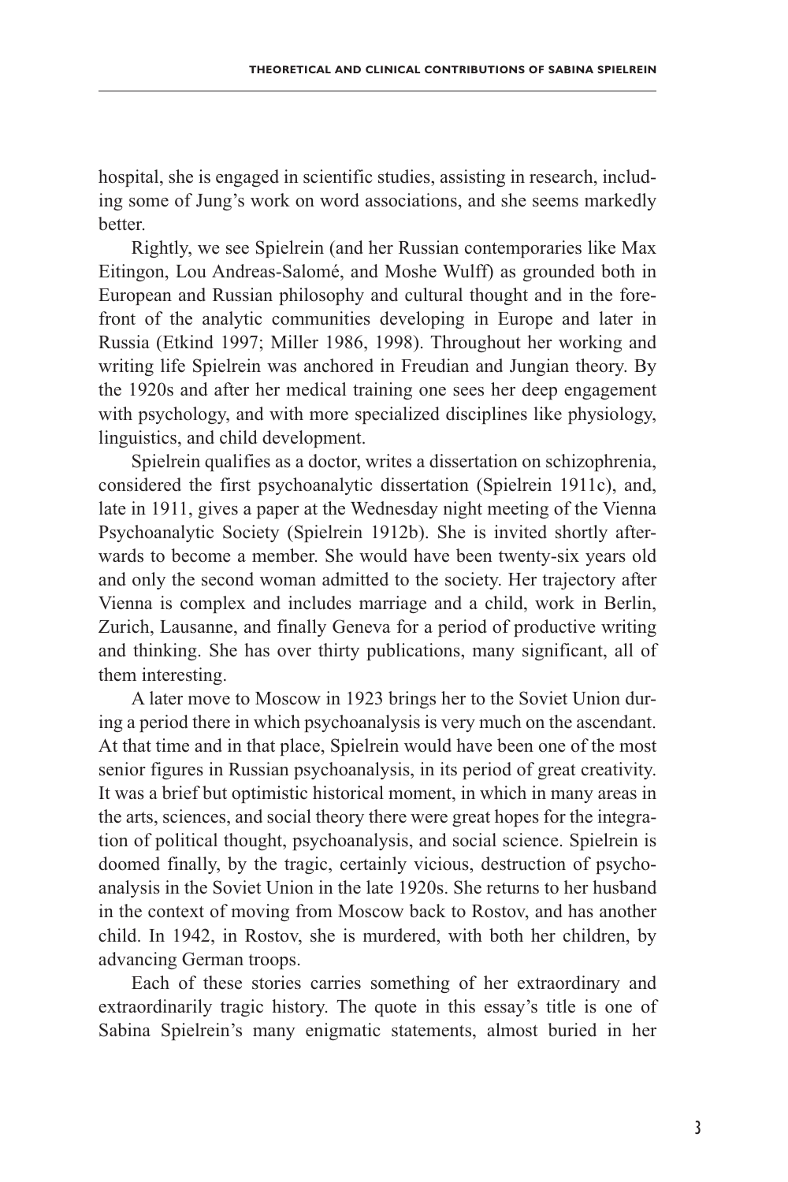hospital, she is engaged in scientific studies, assisting in research, including some of Jung's work on word associations, and she seems markedly better.

Rightly, we see Spielrein (and her Russian contemporaries like Max Eitingon, Lou Andreas-Salomé, and Moshe Wulff) as grounded both in European and Russian philosophy and cultural thought and in the forefront of the analytic communities developing in Europe and later in Russia (Etkind 1997; Miller 1986, 1998). Throughout her working and writing life Spielrein was anchored in Freudian and Jungian theory. By the 1920s and after her medical training one sees her deep engagement with psychology, and with more specialized disciplines like physiology, linguistics, and child development.

Spielrein qualifies as a doctor, writes a dissertation on schizophrenia, considered the first psychoanalytic dissertation (Spielrein 1911c), and, late in 1911, gives a paper at the Wednesday night meeting of the Vienna Psychoanalytic Society (Spielrein 1912b). She is invited shortly afterwards to become a member. She would have been twenty-six years old and only the second woman admitted to the society. Her trajectory after Vienna is complex and includes marriage and a child, work in Berlin, Zurich, Lausanne, and finally Geneva for a period of productive writing and thinking. She has over thirty publications, many significant, all of them interesting.

A later move to Moscow in 1923 brings her to the Soviet Union during a period there in which psychoanalysis is very much on the ascendant. At that time and in that place, Spielrein would have been one of the most senior figures in Russian psychoanalysis, in its period of great creativity. It was a brief but optimistic historical moment, in which in many areas in the arts, sciences, and social theory there were great hopes for the integration of political thought, psychoanalysis, and social science. Spielrein is doomed finally, by the tragic, certainly vicious, destruction of psychoanalysis in the Soviet Union in the late 1920s. She returns to her husband in the context of moving from Moscow back to Rostov, and has another child. In 1942, in Rostov, she is murdered, with both her children, by advancing German troops.

Each of these stories carries something of her extraordinary and extraordinarily tragic history. The quote in this essay's title is one of Sabina Spielrein's many enigmatic statements, almost buried in her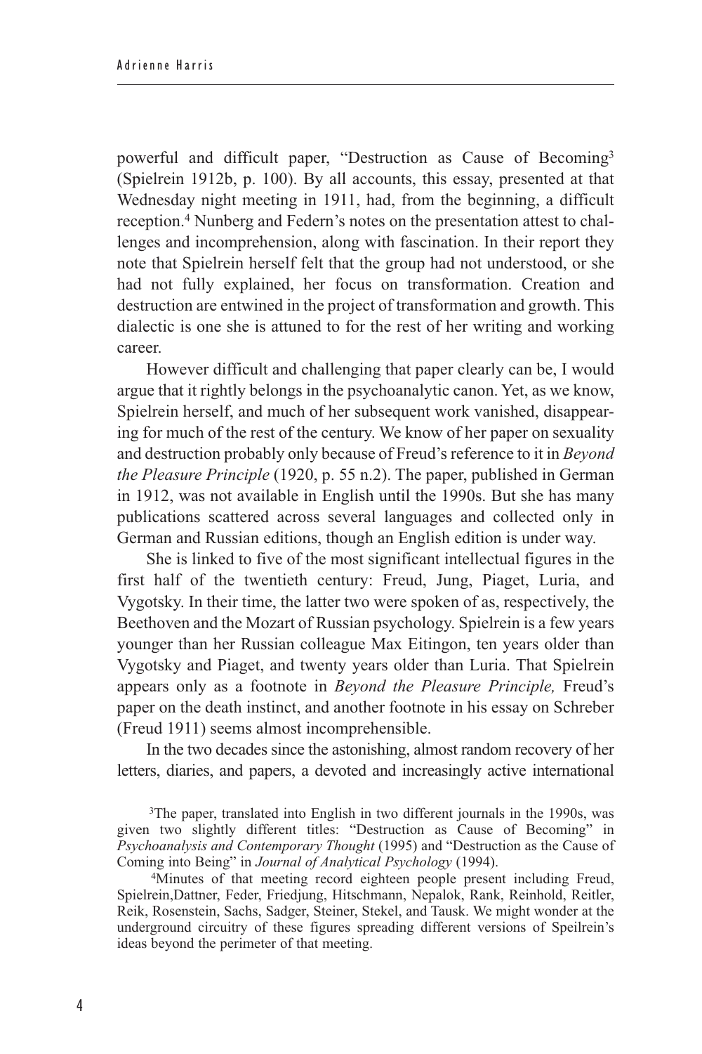powerful and difficult paper, "Destruction as Cause of Becoming[3] (Spielrein 1912b, p. 100). By all accounts, this essay, presented at that Wednesday night meeting in 1911, had, from the beginning, a difficult reception.[4] Nunberg and Federn's notes on the presentation attest to challenges and incomprehension, along with fascination. In their report they note that Spielrein herself felt that the group had not understood, or she had not fully explained, her focus on transformation. Creation and destruction are entwined in the project of transformation and growth. This dialectic is one she is attuned to for the rest of her writing and working career.

However difficult and challenging that paper clearly can be, I would argue that it rightly belongs in the psychoanalytic canon. Yet, as we know, Spielrein herself, and much of her subsequent work vanished, disappearing for much of the rest of the century. We know of her paper on sexuality and destruction probably only because of Freud's reference to it in *Beyond the Pleasure Principle* (1920, p. 55 n.2). The paper, published in German in 1912, was not available in English until the 1990s. But she has many publications scattered across several languages and collected only in German and Russian editions, though an English edition is under way.

She is linked to five of the most significant intellectual figures in the first half of the twentieth century: Freud, Jung, Piaget, Luria, and Vygotsky. In their time, the latter two were spoken of as, respectively, the Beethoven and the Mozart of Russian psychology. Spielrein is a few years younger than her Russian colleague Max Eitingon, ten years older than Vygotsky and Piaget, and twenty years older than Luria. That Spielrein appears only as a footnote in *Beyond the Pleasure Principle,* Freud's paper on the death instinct, and another footnote in his essay on Schreber (Freud 1911) seems almost incomprehensible.

In the two decades since the astonishing, almost random recovery of her letters, diaries, and papers, a devoted and increasingly active international

[3]The paper, translated into English in two different journals in the 1990s, was given two slightly different titles: "Destruction as Cause of Becoming" in *Psychoanalysis and Contemporary Thought* (1995) and "Destruction as the Cause of Coming into Being" in *Journal of Analytical Psychology* (1994).

[4]Minutes of that meeting record eighteen people present including Freud, Spielrein,Dattner, Feder, Friedjung, Hitschmann, Nepalok, Rank, Reinhold, Reitler, Reik, Rosenstein, Sachs, Sadger, Steiner, Stekel, and Tausk. We might wonder at the underground circuitry of these figures spreading different versions of Speilrein's ideas beyond the perimeter of that meeting.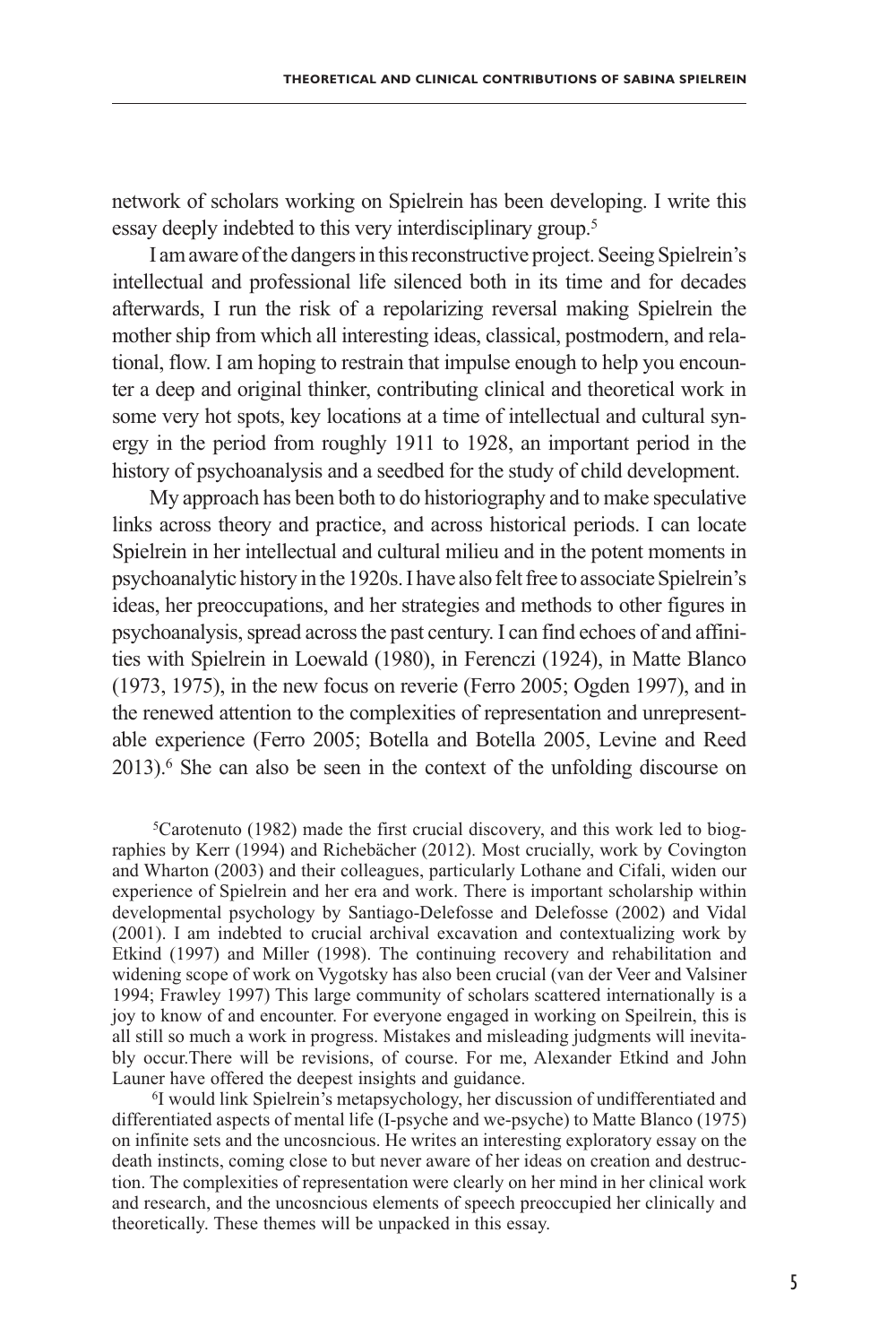network of scholars working on Spielrein has been developing. I write this essay deeply indebted to this very interdisciplinary group.[5]

I am aware of the dangers in this reconstructive project. Seeing Spielrein's intellectual and professional life silenced both in its time and for decades afterwards, I run the risk of a repolarizing reversal making Spielrein the mother ship from which all interesting ideas, classical, postmodern, and relational, flow. I am hoping to restrain that impulse enough to help you encounter a deep and original thinker, contributing clinical and theoretical work in some very hot spots, key locations at a time of intellectual and cultural synergy in the period from roughly 1911 to 1928, an important period in the history of psychoanalysis and a seedbed for the study of child development.

My approach has been both to do historiography and to make speculative links across theory and practice, and across historical periods. I can locate Spielrein in her intellectual and cultural milieu and in the potent moments in psychoanalytic history in the 1920s. I have also felt free to associate Spielrein's ideas, her preoccupations, and her strategies and methods to other figures in psychoanalysis, spread across the past century. I can find echoes of and affinities with Spielrein in Loewald (1980), in Ferenczi (1924), in Matte Blanco (1973, 1975), in the new focus on reverie (Ferro 2005; Ogden 1997), and in the renewed attention to the complexities of representation and unrepresentable experience (Ferro 2005; Botella and Botella 2005, Levine and Reed 2013).[6] She can also be seen in the context of the unfolding discourse on

[5]Carotenuto (1982) made the first crucial discovery, and this work led to biographies by Kerr (1994) and Richebächer (2012). Most crucially, work by Covington and Wharton (2003) and their colleagues, particularly Lothane and Cifali, widen our experience of Spielrein and her era and work. There is important scholarship within developmental psychology by Santiago-Delefosse and Delefosse (2002) and Vidal (2001). I am indebted to crucial archival excavation and contextualizing work by Etkind (1997) and Miller (1998). The continuing recovery and rehabilitation and widening scope of work on Vygotsky has also been crucial (van der Veer and Valsiner 1994; Frawley 1997) This large community of scholars scattered internationally is a joy to know of and encounter. For everyone engaged in working on Speilrein, this is all still so much a work in progress. Mistakes and misleading judgments will inevitably occur.There will be revisions, of course. For me, Alexander Etkind and John Launer have offered the deepest insights and guidance.

[6]I would link Spielrein's metapsychology, her discussion of undifferentiated and differentiated aspects of mental life (I-psyche and we-psyche) to Matte Blanco (1975) on infinite sets and the uncosncious. He writes an interesting exploratory essay on the death instincts, coming close to but never aware of her ideas on creation and destruction. The complexities of representation were clearly on her mind in her clinical work and research, and the uncosncious elements of speech preoccupied her clinically and theoretically. These themes will be unpacked in this essay.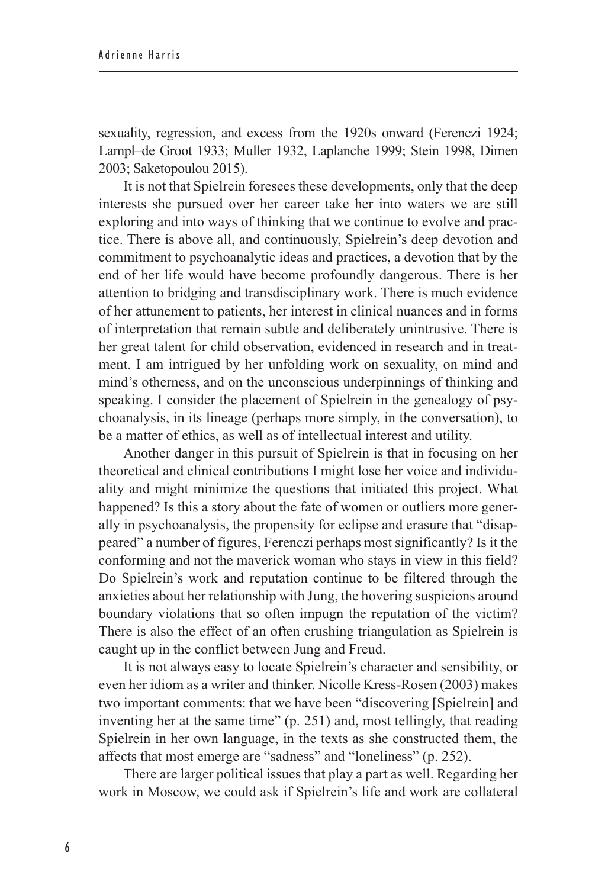sexuality, regression, and excess from the 1920s onward (Ferenczi 1924; Lampl–de Groot 1933; Muller 1932, Laplanche 1999; Stein 1998, Dimen 2003; Saketopoulou 2015).

It is not that Spielrein foresees these developments, only that the deep interests she pursued over her career take her into waters we are still exploring and into ways of thinking that we continue to evolve and practice. There is above all, and continuously, Spielrein's deep devotion and commitment to psychoanalytic ideas and practices, a devotion that by the end of her life would have become profoundly dangerous. There is her attention to bridging and transdisciplinary work. There is much evidence of her attunement to patients, her interest in clinical nuances and in forms of interpretation that remain subtle and deliberately unintrusive. There is her great talent for child observation, evidenced in research and in treatment. I am intrigued by her unfolding work on sexuality, on mind and mind's otherness, and on the unconscious underpinnings of thinking and speaking. I consider the placement of Spielrein in the genealogy of psychoanalysis, in its lineage (perhaps more simply, in the conversation), to be a matter of ethics, as well as of intellectual interest and utility.

Another danger in this pursuit of Spielrein is that in focusing on her theoretical and clinical contributions I might lose her voice and individuality and might minimize the questions that initiated this project. What happened? Is this a story about the fate of women or outliers more generally in psychoanalysis, the propensity for eclipse and erasure that "disappeared" a number of figures, Ferenczi perhaps most significantly? Is it the conforming and not the maverick woman who stays in view in this field? Do Spielrein's work and reputation continue to be filtered through the anxieties about her relationship with Jung, the hovering suspicions around boundary violations that so often impugn the reputation of the victim? There is also the effect of an often crushing triangulation as Spielrein is caught up in the conflict between Jung and Freud.

It is not always easy to locate Spielrein's character and sensibility, or even her idiom as a writer and thinker. Nicolle Kress-Rosen (2003) makes two important comments: that we have been "discovering [Spielrein] and inventing her at the same time" (p. 251) and, most tellingly, that reading Spielrein in her own language, in the texts as she constructed them, the affects that most emerge are "sadness" and "loneliness" (p. 252).

There are larger political issues that play a part as well. Regarding her work in Moscow, we could ask if Spielrein's life and work are collateral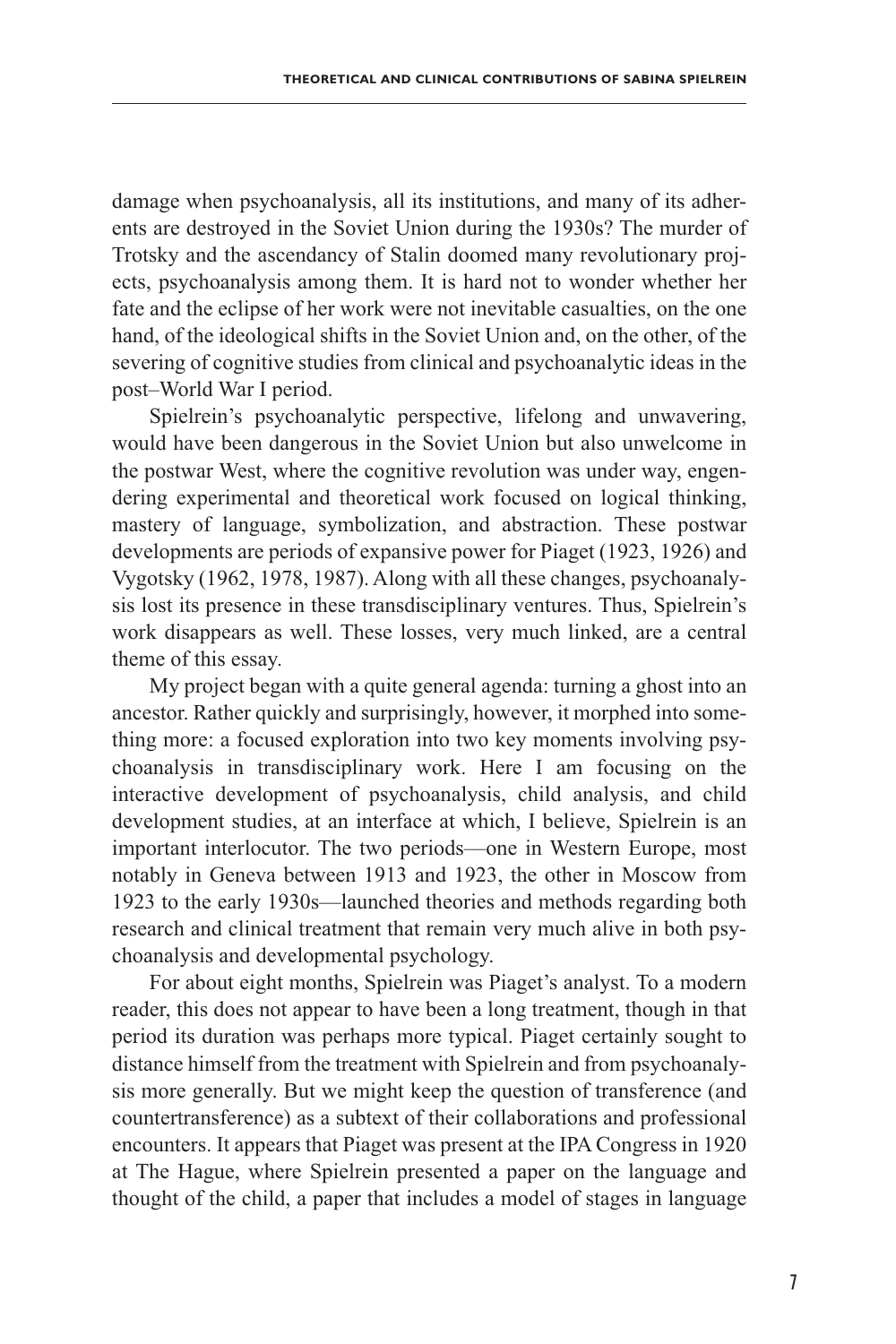damage when psychoanalysis, all its institutions, and many of its adherents are destroyed in the Soviet Union during the 1930s? The murder of Trotsky and the ascendancy of Stalin doomed many revolutionary projects, psychoanalysis among them. It is hard not to wonder whether her fate and the eclipse of her work were not inevitable casualties, on the one hand, of the ideological shifts in the Soviet Union and, on the other, of the severing of cognitive studies from clinical and psychoanalytic ideas in the post–World War I period.

Spielrein's psychoanalytic perspective, lifelong and unwavering, would have been dangerous in the Soviet Union but also unwelcome in the postwar West, where the cognitive revolution was under way, engendering experimental and theoretical work focused on logical thinking, mastery of language, symbolization, and abstraction. These postwar developments are periods of expansive power for Piaget (1923, 1926) and Vygotsky (1962, 1978, 1987). Along with all these changes, psychoanalysis lost its presence in these transdisciplinary ventures. Thus, Spielrein's work disappears as well. These losses, very much linked, are a central theme of this essay.

My project began with a quite general agenda: turning a ghost into an ancestor. Rather quickly and surprisingly, however, it morphed into something more: a focused exploration into two key moments involving psychoanalysis in transdisciplinary work. Here I am focusing on the interactive development of psychoanalysis, child analysis, and child development studies, at an interface at which, I believe, Spielrein is an important interlocutor. The two periods—one in Western Europe, most notably in Geneva between 1913 and 1923, the other in Moscow from 1923 to the early 1930s—launched theories and methods regarding both research and clinical treatment that remain very much alive in both psychoanalysis and developmental psychology.

For about eight months, Spielrein was Piaget's analyst. To a modern reader, this does not appear to have been a long treatment, though in that period its duration was perhaps more typical. Piaget certainly sought to distance himself from the treatment with Spielrein and from psychoanalysis more generally. But we might keep the question of transference (and countertransference) as a subtext of their collaborations and professional encounters. It appears that Piaget was present at the IPA Congress in 1920 at The Hague, where Spielrein presented a paper on the language and thought of the child, a paper that includes a model of stages in language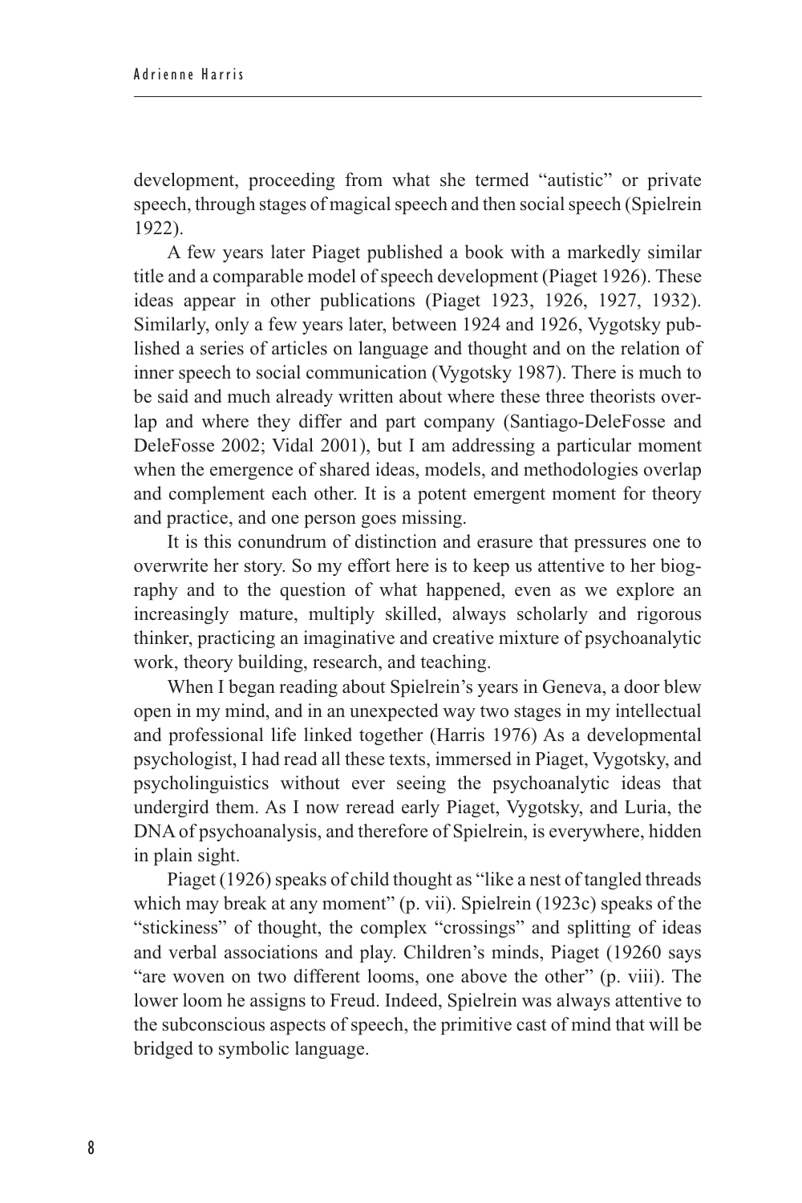development, proceeding from what she termed "autistic" or private speech, through stages of magical speech and then social speech (Spielrein 1922).

A few years later Piaget published a book with a markedly similar title and a comparable model of speech development (Piaget 1926). These ideas appear in other publications (Piaget 1923, 1926, 1927, 1932). Similarly, only a few years later, between 1924 and 1926, Vygotsky published a series of articles on language and thought and on the relation of inner speech to social communication (Vygotsky 1987). There is much to be said and much already written about where these three theorists overlap and where they differ and part company (Santiago-DeleFosse and DeleFosse 2002; Vidal 2001), but I am addressing a particular moment when the emergence of shared ideas, models, and methodologies overlap and complement each other. It is a potent emergent moment for theory and practice, and one person goes missing.

It is this conundrum of distinction and erasure that pressures one to overwrite her story. So my effort here is to keep us attentive to her biography and to the question of what happened, even as we explore an increasingly mature, multiply skilled, always scholarly and rigorous thinker, practicing an imaginative and creative mixture of psychoanalytic work, theory building, research, and teaching.

When I began reading about Spielrein's years in Geneva, a door blew open in my mind, and in an unexpected way two stages in my intellectual and professional life linked together (Harris 1976) As a developmental psychologist, I had read all these texts, immersed in Piaget, Vygotsky, and psycholinguistics without ever seeing the psychoanalytic ideas that undergird them. As I now reread early Piaget, Vygotsky, and Luria, the DNA of psychoanalysis, and therefore of Spielrein, is everywhere, hidden in plain sight.

Piaget (1926) speaks of child thought as "like a nest of tangled threads which may break at any moment" (p. vii). Spielrein (1923c) speaks of the "stickiness" of thought, the complex "crossings" and splitting of ideas and verbal associations and play. Children's minds, Piaget (19260 says "are woven on two different looms, one above the other" (p. viii). The lower loom he assigns to Freud. Indeed, Spielrein was always attentive to the subconscious aspects of speech, the primitive cast of mind that will be bridged to symbolic language.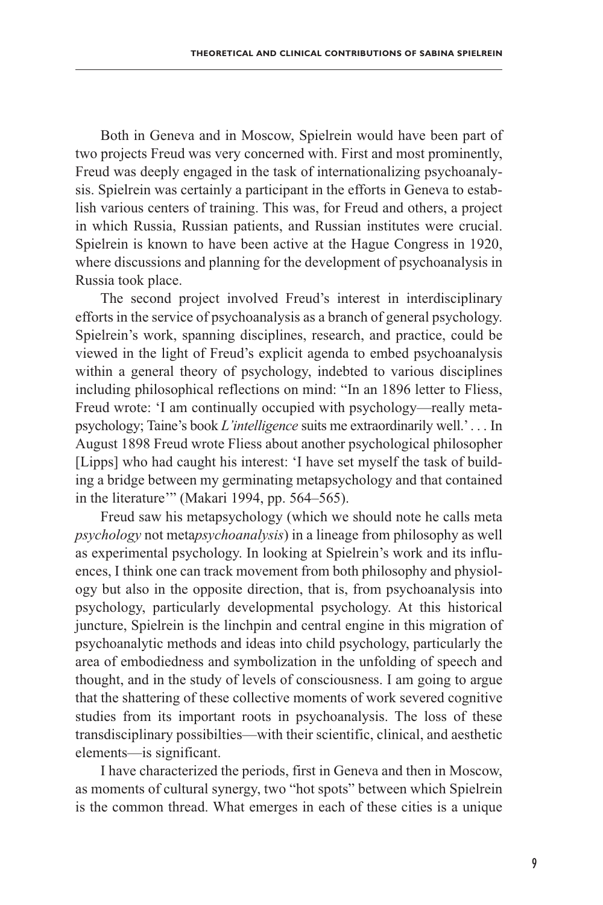Both in Geneva and in Moscow, Spielrein would have been part of two projects Freud was very concerned with. First and most prominently, Freud was deeply engaged in the task of internationalizing psychoanalysis. Spielrein was certainly a participant in the efforts in Geneva to establish various centers of training. This was, for Freud and others, a project in which Russia, Russian patients, and Russian institutes were crucial. Spielrein is known to have been active at the Hague Congress in 1920, where discussions and planning for the development of psychoanalysis in Russia took place.

The second project involved Freud's interest in interdisciplinary efforts in the service of psychoanalysis as a branch of general psychology. Spielrein's work, spanning disciplines, research, and practice, could be viewed in the light of Freud's explicit agenda to embed psychoanalysis within a general theory of psychology, indebted to various disciplines including philosophical reflections on mind: "In an 1896 letter to Fliess, Freud wrote: 'I am continually occupied with psychology—really metapsychology; Taine's book *L'intelligence* suits me extraordinarily well.' . . . In August 1898 Freud wrote Fliess about another psychological philosopher [Lipps] who had caught his interest: 'I have set myself the task of building a bridge between my germinating metapsychology and that contained in the literature'" (Makari 1994, pp. 564–565).

Freud saw his metapsychology (which we should note he calls meta *psychology* not meta*psychoanalysis*) in a lineage from philosophy as well as experimental psychology. In looking at Spielrein's work and its influences, I think one can track movement from both philosophy and physiology but also in the opposite direction, that is, from psychoanalysis into psychology, particularly developmental psychology. At this historical juncture, Spielrein is the linchpin and central engine in this migration of psychoanalytic methods and ideas into child psychology, particularly the area of embodiedness and symbolization in the unfolding of speech and thought, and in the study of levels of consciousness. I am going to argue that the shattering of these collective moments of work severed cognitive studies from its important roots in psychoanalysis. The loss of these transdisciplinary possibilties—with their scientific, clinical, and aesthetic elements—is significant.

I have characterized the periods, first in Geneva and then in Moscow, as moments of cultural synergy, two "hot spots" between which Spielrein is the common thread. What emerges in each of these cities is a unique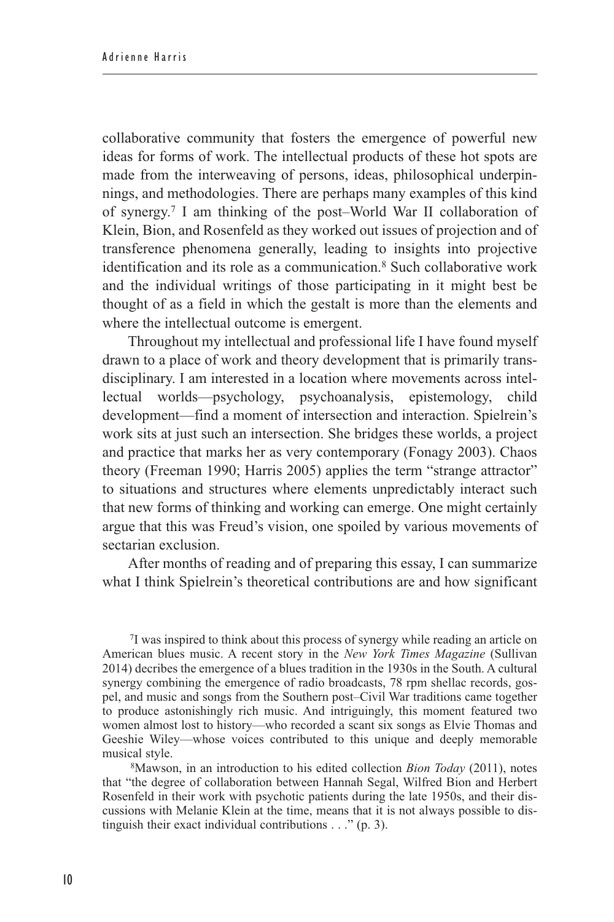collaborative community that fosters the emergence of powerful new ideas for forms of work. The intellectual products of these hot spots are made from the interweaving of persons, ideas, philosophical underpinnings, and methodologies. There are perhaps many examples of this kind of synergy.[7] I am thinking of the post–World War II collaboration of Klein, Bion, and Rosenfeld as they worked out issues of projection and of transference phenomena generally, leading to insights into projective identification and its role as a communication.[8] Such collaborative work and the individual writings of those participating in it might best be thought of as a field in which the gestalt is more than the elements and where the intellectual outcome is emergent.

Throughout my intellectual and professional life I have found myself drawn to a place of work and theory development that is primarily transdisciplinary. I am interested in a location where movements across intellectual worlds—psychology, psychoanalysis, epistemology, child development—find a moment of intersection and interaction. Spielrein's work sits at just such an intersection. She bridges these worlds, a project and practice that marks her as very contemporary (Fonagy 2003). Chaos theory (Freeman 1990; Harris 2005) applies the term "strange attractor" to situations and structures where elements unpredictably interact such that new forms of thinking and working can emerge. One might certainly argue that this was Freud's vision, one spoiled by various movements of sectarian exclusion.

After months of reading and of preparing this essay, I can summarize what I think Spielrein's theoretical contributions are and how significant

[7]I was inspired to think about this process of synergy while reading an article on American blues music. A recent story in the *New York Times Magazine* (Sullivan 2014) decribes the emergence of a blues tradition in the 1930s in the South. A cultural synergy combining the emergence of radio broadcasts, 78 rpm shellac records, gospel, and music and songs from the Southern post–Civil War traditions came together to produce astonishingly rich music. And intriguingly, this moment featured two women almost lost to history—who recorded a scant six songs as Elvie Thomas and Geeshie Wiley—whose voices contributed to this unique and deeply memorable musical style.

[8]Mawson, in an introduction to his edited collection *Bion Today* (2011), notes that "the degree of collaboration between Hannah Segal, Wilfred Bion and Herbert Rosenfeld in their work with psychotic patients during the late 1950s, and their discussions with Melanie Klein at the time, means that it is not always possible to distinguish their exact individual contributions . . ." (p. 3).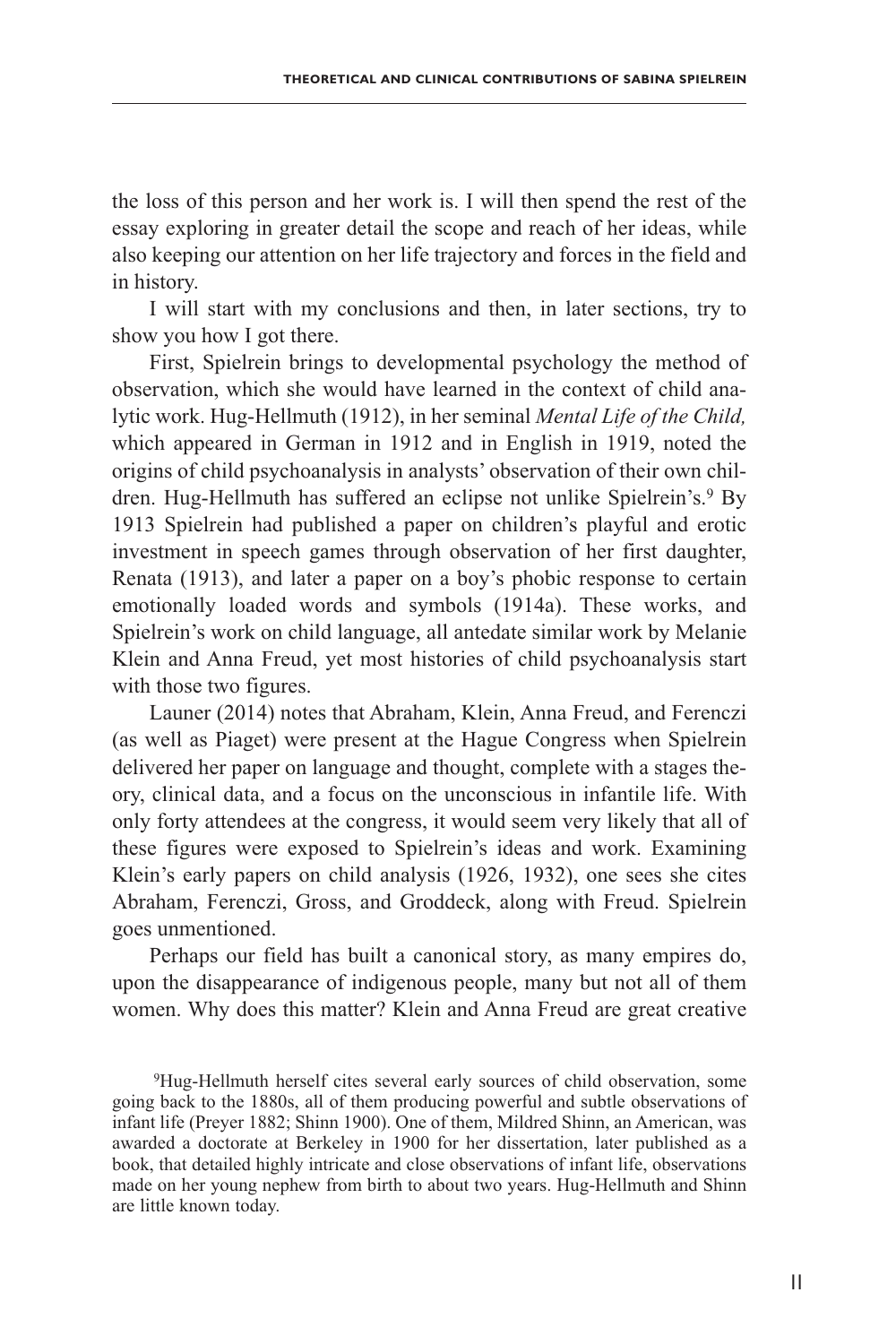the loss of this person and her work is. I will then spend the rest of the essay exploring in greater detail the scope and reach of her ideas, while also keeping our attention on her life trajectory and forces in the field and in history.

I will start with my conclusions and then, in later sections, try to show you how I got there.

First, Spielrein brings to developmental psychology the method of observation, which she would have learned in the context of child analytic work. Hug-Hellmuth (1912), in her seminal *Mental Life of the Child,* which appeared in German in 1912 and in English in 1919, noted the origins of child psychoanalysis in analysts' observation of their own children. Hug-Hellmuth has suffered an eclipse not unlike Spielrein's.[9] By 1913 Spielrein had published a paper on children's playful and erotic investment in speech games through observation of her first daughter, Renata (1913), and later a paper on a boy's phobic response to certain emotionally loaded words and symbols (1914a). These works, and Spielrein's work on child language, all antedate similar work by Melanie Klein and Anna Freud, yet most histories of child psychoanalysis start with those two figures.

Launer (2014) notes that Abraham, Klein, Anna Freud, and Ferenczi (as well as Piaget) were present at the Hague Congress when Spielrein delivered her paper on language and thought, complete with a stages theory, clinical data, and a focus on the unconscious in infantile life. With only forty attendees at the congress, it would seem very likely that all of these figures were exposed to Spielrein's ideas and work. Examining Klein's early papers on child analysis (1926, 1932), one sees she cites Abraham, Ferenczi, Gross, and Groddeck, along with Freud. Spielrein goes unmentioned.

Perhaps our field has built a canonical story, as many empires do, upon the disappearance of indigenous people, many but not all of them women. Why does this matter? Klein and Anna Freud are great creative

[9]Hug-Hellmuth herself cites several early sources of child observation, some going back to the 1880s, all of them producing powerful and subtle observations of infant life (Preyer 1882; Shinn 1900). One of them, Mildred Shinn, an American, was awarded a doctorate at Berkeley in 1900 for her dissertation, later published as a book, that detailed highly intricate and close observations of infant life, observations made on her young nephew from birth to about two years. Hug-Hellmuth and Shinn are little known today.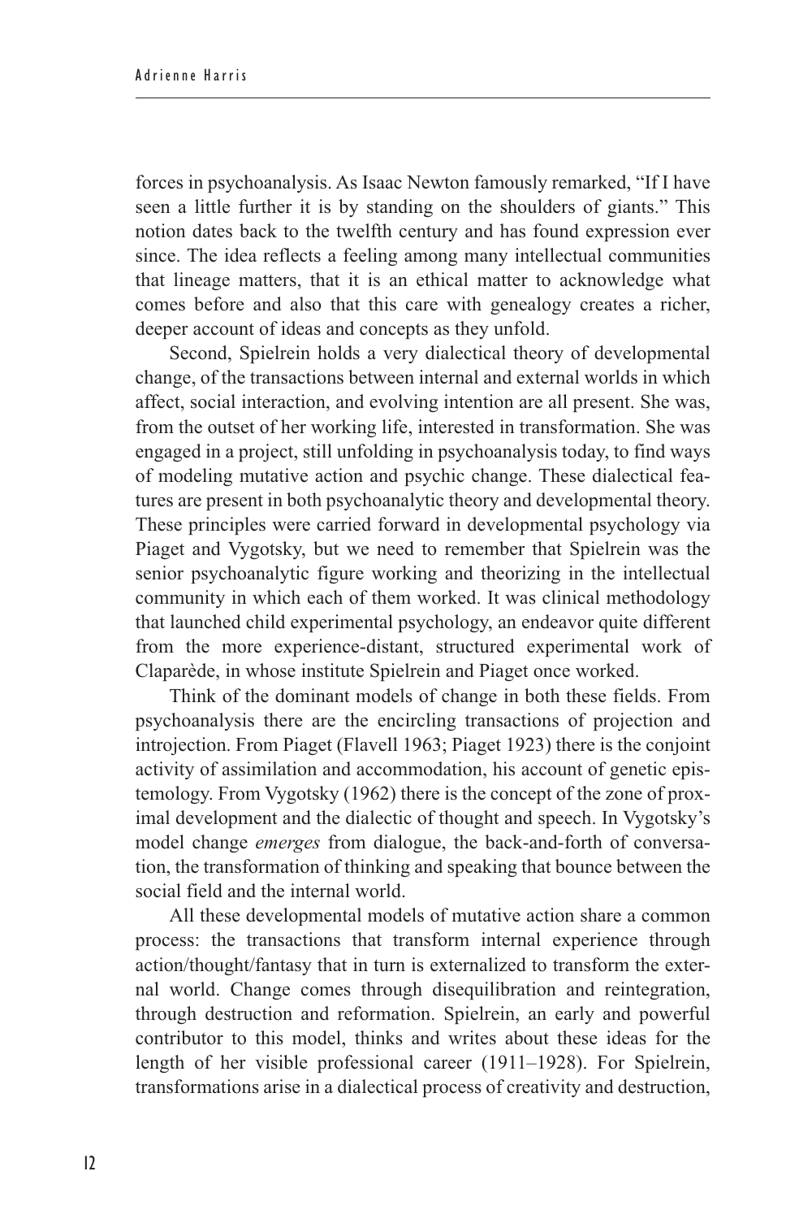forces in psychoanalysis. As Isaac Newton famously remarked, "If I have seen a little further it is by standing on the shoulders of giants." This notion dates back to the twelfth century and has found expression ever since. The idea reflects a feeling among many intellectual communities that lineage matters, that it is an ethical matter to acknowledge what comes before and also that this care with genealogy creates a richer, deeper account of ideas and concepts as they unfold.

Second, Spielrein holds a very dialectical theory of developmental change, of the transactions between internal and external worlds in which affect, social interaction, and evolving intention are all present. She was, from the outset of her working life, interested in transformation. She was engaged in a project, still unfolding in psychoanalysis today, to find ways of modeling mutative action and psychic change. These dialectical features are present in both psychoanalytic theory and developmental theory. These principles were carried forward in developmental psychology via Piaget and Vygotsky, but we need to remember that Spielrein was the senior psychoanalytic figure working and theorizing in the intellectual community in which each of them worked. It was clinical methodology that launched child experimental psychology, an endeavor quite different from the more experience-distant, structured experimental work of Claparède, in whose institute Spielrein and Piaget once worked.

Think of the dominant models of change in both these fields. From psychoanalysis there are the encircling transactions of projection and introjection. From Piaget (Flavell 1963; Piaget 1923) there is the conjoint activity of assimilation and accommodation, his account of genetic epistemology. From Vygotsky (1962) there is the concept of the zone of proximal development and the dialectic of thought and speech. In Vygotsky's model change *emerges* from dialogue, the back-and-forth of conversation, the transformation of thinking and speaking that bounce between the social field and the internal world.

All these developmental models of mutative action share a common process: the transactions that transform internal experience through action/thought/fantasy that in turn is externalized to transform the external world. Change comes through disequilibration and reintegration, through destruction and reformation. Spielrein, an early and powerful contributor to this model, thinks and writes about these ideas for the length of her visible professional career (1911–1928). For Spielrein, transformations arise in a dialectical process of creativity and destruction,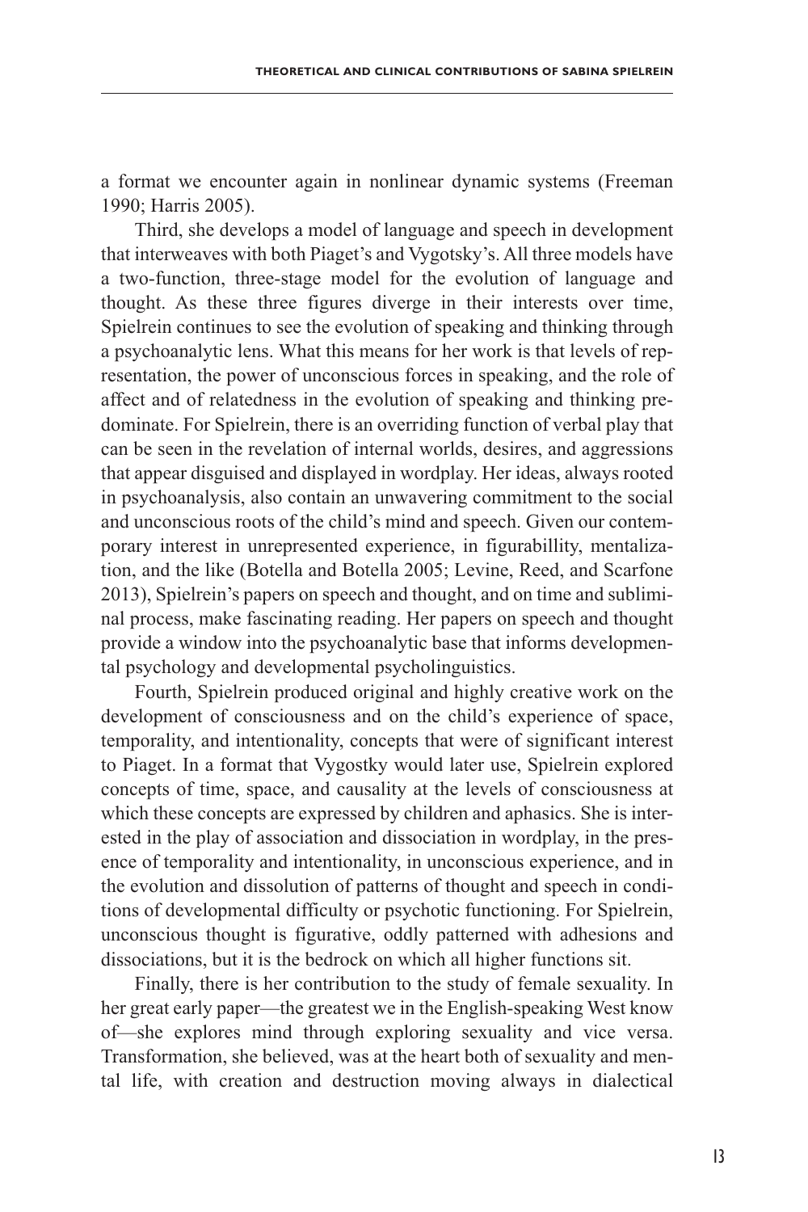a format we encounter again in nonlinear dynamic systems (Freeman 1990; Harris 2005).

Third, she develops a model of language and speech in development that interweaves with both Piaget's and Vygotsky's. All three models have a two-function, three-stage model for the evolution of language and thought. As these three figures diverge in their interests over time, Spielrein continues to see the evolution of speaking and thinking through a psychoanalytic lens. What this means for her work is that levels of representation, the power of unconscious forces in speaking, and the role of affect and of relatedness in the evolution of speaking and thinking predominate. For Spielrein, there is an overriding function of verbal play that can be seen in the revelation of internal worlds, desires, and aggressions that appear disguised and displayed in wordplay. Her ideas, always rooted in psychoanalysis, also contain an unwavering commitment to the social and unconscious roots of the child's mind and speech. Given our contemporary interest in unrepresented experience, in figurabillity, mentalization, and the like (Botella and Botella 2005; Levine, Reed, and Scarfone 2013), Spielrein's papers on speech and thought, and on time and subliminal process, make fascinating reading. Her papers on speech and thought provide a window into the psychoanalytic base that informs developmental psychology and developmental psycholinguistics.

Fourth, Spielrein produced original and highly creative work on the development of consciousness and on the child's experience of space, temporality, and intentionality, concepts that were of significant interest to Piaget. In a format that Vygostky would later use, Spielrein explored concepts of time, space, and causality at the levels of consciousness at which these concepts are expressed by children and aphasics. She is interested in the play of association and dissociation in wordplay, in the presence of temporality and intentionality, in unconscious experience, and in the evolution and dissolution of patterns of thought and speech in conditions of developmental difficulty or psychotic functioning. For Spielrein, unconscious thought is figurative, oddly patterned with adhesions and dissociations, but it is the bedrock on which all higher functions sit.

Finally, there is her contribution to the study of female sexuality. In her great early paper—the greatest we in the English-speaking West know of—she explores mind through exploring sexuality and vice versa. Transformation, she believed, was at the heart both of sexuality and mental life, with creation and destruction moving always in dialectical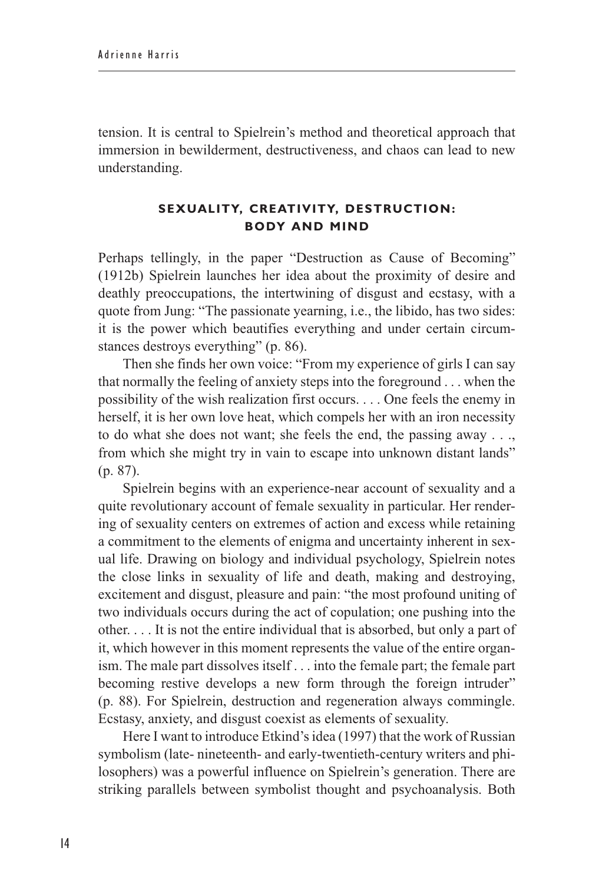tension. It is central to Spielrein's method and theoretical approach that immersion in bewilderment, destructiveness, and chaos can lead to new understanding.

## SEXUALITY, CREATIVITY, DESTRUCTION: BODY AND MIND

Perhaps tellingly, in the paper "Destruction as Cause of Becoming" (1912b) Spielrein launches her idea about the proximity of desire and deathly preoccupations, the intertwining of disgust and ecstasy, with a quote from Jung: "The passionate yearning, i.e., the libido, has two sides: it is the power which beautifies everything and under certain circumstances destroys everything" (p. 86).

Then she finds her own voice: "From my experience of girls I can say that normally the feeling of anxiety steps into the foreground . . . when the possibility of the wish realization first occurs. . . . One feels the enemy in herself, it is her own love heat, which compels her with an iron necessity to do what she does not want; she feels the end, the passing away . . ., from which she might try in vain to escape into unknown distant lands" (p. 87).

Spielrein begins with an experience-near account of sexuality and a quite revolutionary account of female sexuality in particular. Her rendering of sexuality centers on extremes of action and excess while retaining a commitment to the elements of enigma and uncertainty inherent in sexual life. Drawing on biology and individual psychology, Spielrein notes the close links in sexuality of life and death, making and destroying, excitement and disgust, pleasure and pain: "the most profound uniting of two individuals occurs during the act of copulation; one pushing into the other. . . . It is not the entire individual that is absorbed, but only a part of it, which however in this moment represents the value of the entire organism. The male part dissolves itself . . . into the female part; the female part becoming restive develops a new form through the foreign intruder" (p. 88). For Spielrein, destruction and regeneration always commingle. Ecstasy, anxiety, and disgust coexist as elements of sexuality.

Here I want to introduce Etkind's idea (1997) that the work of Russian symbolism (late- nineteenth- and early-twentieth-century writers and philosophers) was a powerful influence on Spielrein's generation. There are striking parallels between symbolist thought and psychoanalysis. Both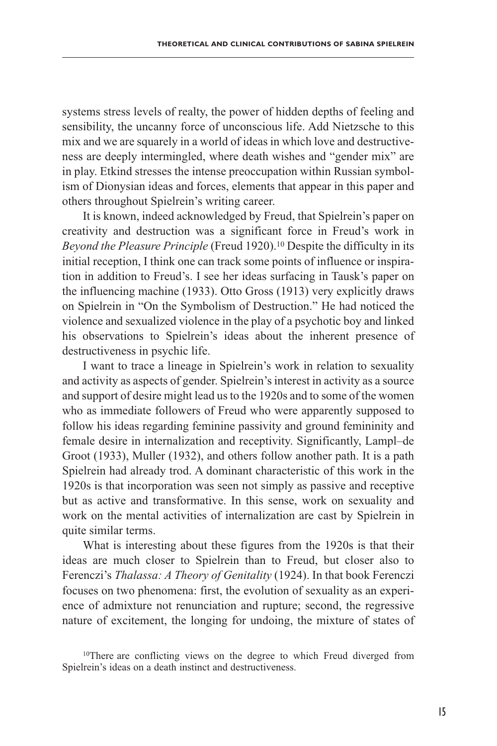systems stress levels of realty, the power of hidden depths of feeling and sensibility, the uncanny force of unconscious life. Add Nietzsche to this mix and we are squarely in a world of ideas in which love and destructiveness are deeply intermingled, where death wishes and "gender mix" are in play. Etkind stresses the intense preoccupation within Russian symbolism of Dionysian ideas and forces, elements that appear in this paper and others throughout Spielrein's writing career.

It is known, indeed acknowledged by Freud, that Spielrein's paper on creativity and destruction was a significant force in Freud's work in *Beyond the Pleasure Principle* (Freud 1920).[10] Despite the difficulty in its initial reception, I think one can track some points of influence or inspiration in addition to Freud's. I see her ideas surfacing in Tausk's paper on the influencing machine (1933). Otto Gross (1913) very explicitly draws on Spielrein in "On the Symbolism of Destruction." He had noticed the violence and sexualized violence in the play of a psychotic boy and linked his observations to Spielrein's ideas about the inherent presence of destructiveness in psychic life.

I want to trace a lineage in Spielrein's work in relation to sexuality and activity as aspects of gender. Spielrein's interest in activity as a source and support of desire might lead us to the 1920s and to some of the women who as immediate followers of Freud who were apparently supposed to follow his ideas regarding feminine passivity and ground femininity and female desire in internalization and receptivity. Significantly, Lampl–de Groot (1933), Muller (1932), and others follow another path. It is a path Spielrein had already trod. A dominant characteristic of this work in the 1920s is that incorporation was seen not simply as passive and receptive but as active and transformative. In this sense, work on sexuality and work on the mental activities of internalization are cast by Spielrein in quite similar terms.

What is interesting about these figures from the 1920s is that their ideas are much closer to Spielrein than to Freud, but closer also to Ferenczi's *Thalassa: A Theory of Genitality* (1924). In that book Ferenczi focuses on two phenomena: first, the evolution of sexuality as an experience of admixture not renunciation and rupture; second, the regressive nature of excitement, the longing for undoing, the mixture of states of

[10] There are conflicting views on the degree to which Freud diverged from Spielrein's ideas on a death instinct and destructiveness.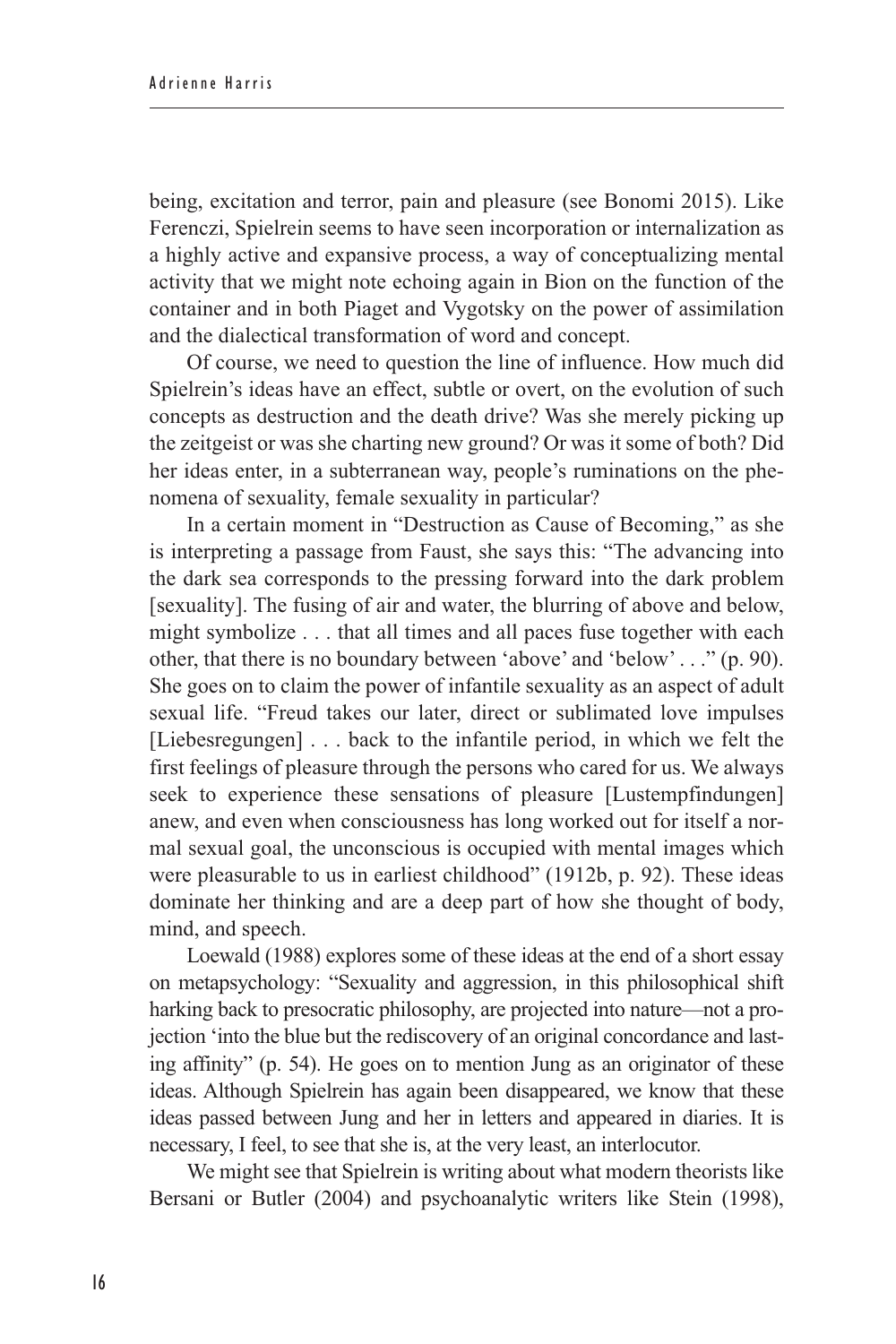being, excitation and terror, pain and pleasure (see Bonomi 2015). Like Ferenczi, Spielrein seems to have seen incorporation or internalization as a highly active and expansive process, a way of conceptualizing mental activity that we might note echoing again in Bion on the function of the container and in both Piaget and Vygotsky on the power of assimilation and the dialectical transformation of word and concept.

Of course, we need to question the line of influence. How much did Spielrein's ideas have an effect, subtle or overt, on the evolution of such concepts as destruction and the death drive? Was she merely picking up the zeitgeist or was she charting new ground? Or was it some of both? Did her ideas enter, in a subterranean way, people's ruminations on the phenomena of sexuality, female sexuality in particular?

In a certain moment in "Destruction as Cause of Becoming," as she is interpreting a passage from Faust, she says this: "The advancing into the dark sea corresponds to the pressing forward into the dark problem [sexuality]. The fusing of air and water, the blurring of above and below, might symbolize . . . that all times and all paces fuse together with each other, that there is no boundary between 'above' and 'below' . . ." (p. 90). She goes on to claim the power of infantile sexuality as an aspect of adult sexual life. "Freud takes our later, direct or sublimated love impulses [Liebesregungen] . . . back to the infantile period, in which we felt the first feelings of pleasure through the persons who cared for us. We always seek to experience these sensations of pleasure [Lustempfindungen] anew, and even when consciousness has long worked out for itself a normal sexual goal, the unconscious is occupied with mental images which were pleasurable to us in earliest childhood" (1912b, p. 92). These ideas dominate her thinking and are a deep part of how she thought of body, mind, and speech.

Loewald (1988) explores some of these ideas at the end of a short essay on metapsychology: "Sexuality and aggression, in this philosophical shift harking back to presocratic philosophy, are projected into nature—not a projection 'into the blue but the rediscovery of an original concordance and lasting affinity" (p. 54). He goes on to mention Jung as an originator of these ideas. Although Spielrein has again been disappeared, we know that these ideas passed between Jung and her in letters and appeared in diaries. It is necessary, I feel, to see that she is, at the very least, an interlocutor.

We might see that Spielrein is writing about what modern theorists like Bersani or Butler (2004) and psychoanalytic writers like Stein (1998),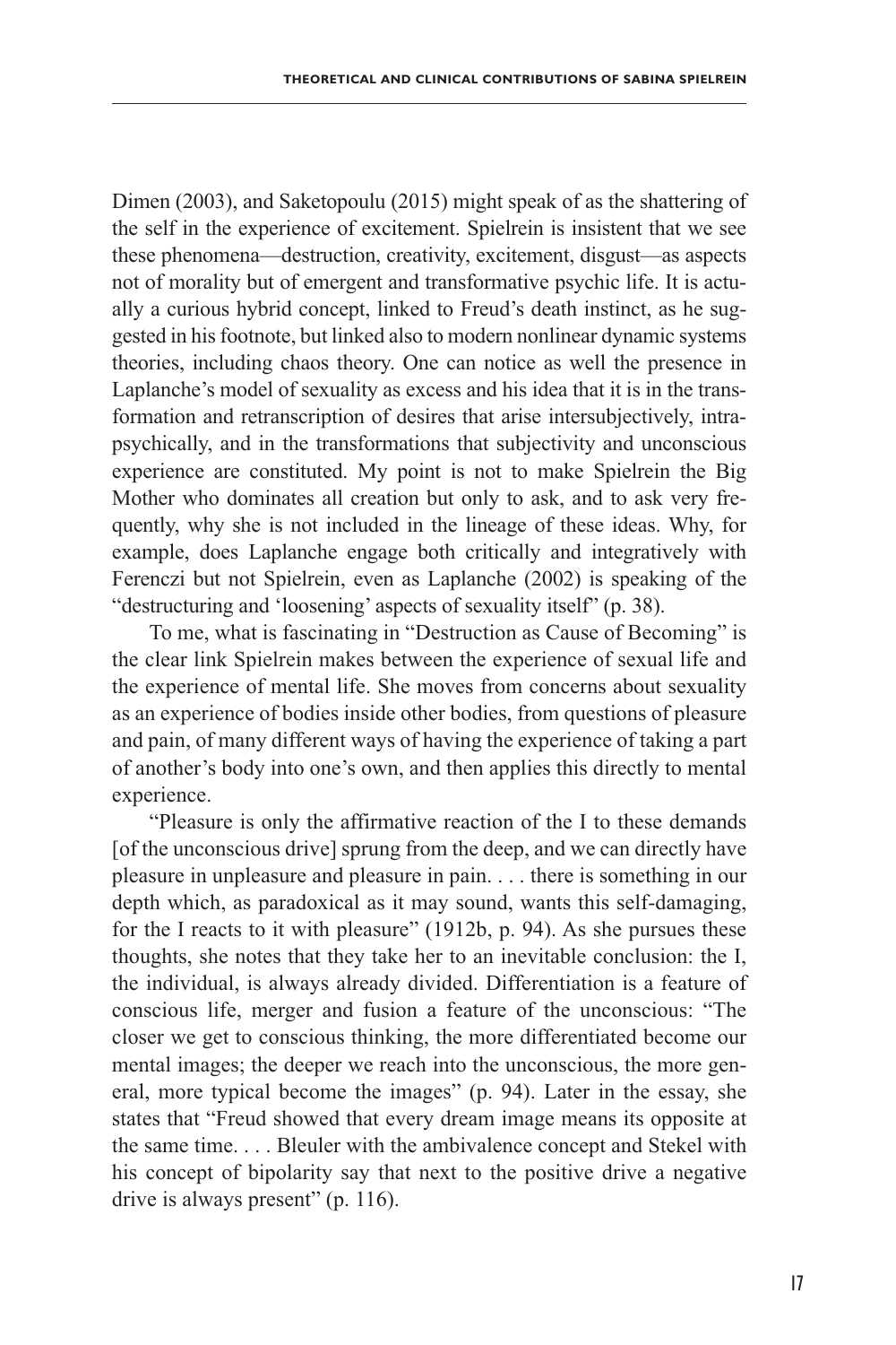Dimen (2003), and Saketopoulu (2015) might speak of as the shattering of the self in the experience of excitement. Spielrein is insistent that we see these phenomena—destruction, creativity, excitement, disgust—as aspects not of morality but of emergent and transformative psychic life. It is actually a curious hybrid concept, linked to Freud's death instinct, as he suggested in his footnote, but linked also to modern nonlinear dynamic systems theories, including chaos theory. One can notice as well the presence in Laplanche's model of sexuality as excess and his idea that it is in the transformation and retranscription of desires that arise intersubjectively, intrapsychically, and in the transformations that subjectivity and unconscious experience are constituted. My point is not to make Spielrein the Big Mother who dominates all creation but only to ask, and to ask very frequently, why she is not included in the lineage of these ideas. Why, for example, does Laplanche engage both critically and integratively with Ferenczi but not Spielrein, even as Laplanche (2002) is speaking of the "destructuring and 'loosening' aspects of sexuality itself" (p. 38).

To me, what is fascinating in "Destruction as Cause of Becoming" is the clear link Spielrein makes between the experience of sexual life and the experience of mental life. She moves from concerns about sexuality as an experience of bodies inside other bodies, from questions of pleasure and pain, of many different ways of having the experience of taking a part of another's body into one's own, and then applies this directly to mental experience.

"Pleasure is only the affirmative reaction of the I to these demands [of the unconscious drive] sprung from the deep, and we can directly have pleasure in unpleasure and pleasure in pain. . . . there is something in our depth which, as paradoxical as it may sound, wants this self-damaging, for the I reacts to it with pleasure" (1912b, p. 94). As she pursues these thoughts, she notes that they take her to an inevitable conclusion: the I, the individual, is always already divided. Differentiation is a feature of conscious life, merger and fusion a feature of the unconscious: "The closer we get to conscious thinking, the more differentiated become our mental images; the deeper we reach into the unconscious, the more general, more typical become the images" (p. 94). Later in the essay, she states that "Freud showed that every dream image means its opposite at the same time. . . . Bleuler with the ambivalence concept and Stekel with his concept of bipolarity say that next to the positive drive a negative drive is always present" (p. 116).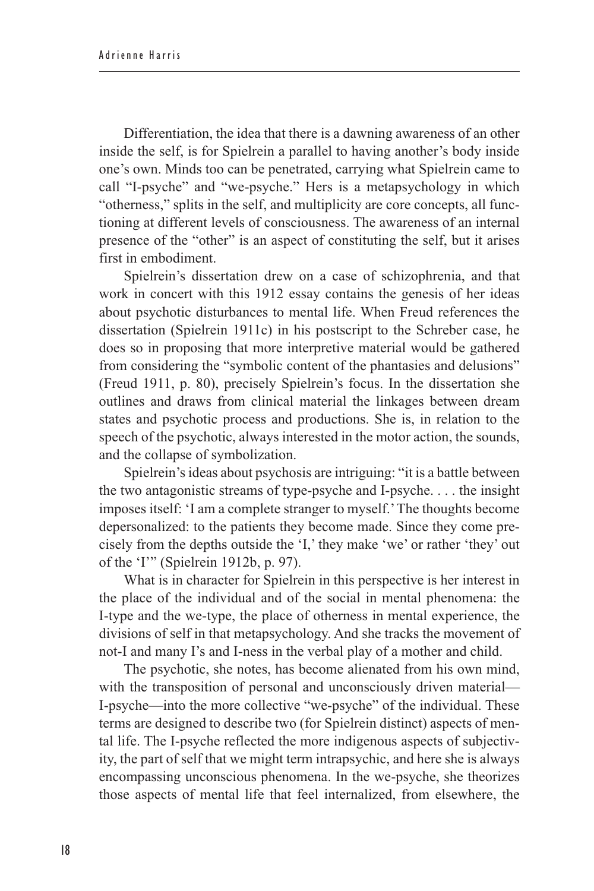Differentiation, the idea that there is a dawning awareness of an other inside the self, is for Spielrein a parallel to having another's body inside one's own. Minds too can be penetrated, carrying what Spielrein came to call "I-psyche" and "we-psyche." Hers is a metapsychology in which "otherness," splits in the self, and multiplicity are core concepts, all functioning at different levels of consciousness. The awareness of an internal presence of the "other" is an aspect of constituting the self, but it arises first in embodiment.

Spielrein's dissertation drew on a case of schizophrenia, and that work in concert with this 1912 essay contains the genesis of her ideas about psychotic disturbances to mental life. When Freud references the dissertation (Spielrein 1911c) in his postscript to the Schreber case, he does so in proposing that more interpretive material would be gathered from considering the "symbolic content of the phantasies and delusions" (Freud 1911, p. 80), precisely Spielrein's focus. In the dissertation she outlines and draws from clinical material the linkages between dream states and psychotic process and productions. She is, in relation to the speech of the psychotic, always interested in the motor action, the sounds, and the collapse of symbolization.

Spielrein's ideas about psychosis are intriguing: "it is a battle between the two antagonistic streams of type-psyche and I-psyche. . . . the insight imposes itself: 'I am a complete stranger to myself.' The thoughts become depersonalized: to the patients they become made. Since they come precisely from the depths outside the 'I,' they make 'we' or rather 'they' out of the 'I'" (Spielrein 1912b, p. 97).

What is in character for Spielrein in this perspective is her interest in the place of the individual and of the social in mental phenomena: the I-type and the we-type, the place of otherness in mental experience, the divisions of self in that metapsychology. And she tracks the movement of not-I and many I's and I-ness in the verbal play of a mother and child.

The psychotic, she notes, has become alienated from his own mind, with the transposition of personal and unconsciously driven material—I-psyche—into the more collective "we-psyche" of the individual. These terms are designed to describe two (for Spielrein distinct) aspects of mental life. The I-psyche reflected the more indigenous aspects of subjectivity, the part of self that we might term intrapsychic, and here she is always encompassing unconscious phenomena. In the we-psyche, she theorizes those aspects of mental life that feel internalized, from elsewhere, the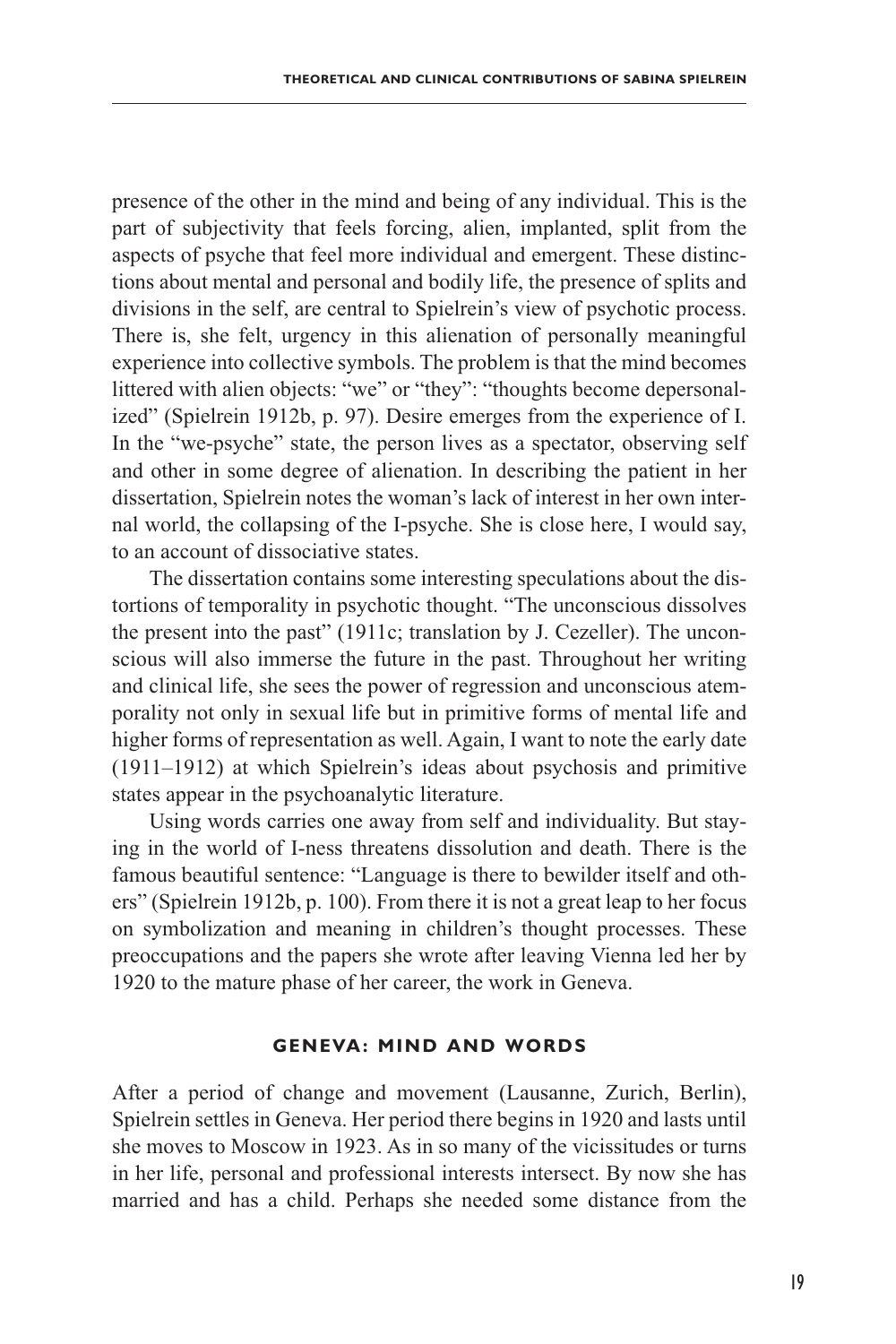presence of the other in the mind and being of any individual. This is the part of subjectivity that feels forcing, alien, implanted, split from the aspects of psyche that feel more individual and emergent. These distinctions about mental and personal and bodily life, the presence of splits and divisions in the self, are central to Spielrein's view of psychotic process. There is, she felt, urgency in this alienation of personally meaningful experience into collective symbols. The problem is that the mind becomes littered with alien objects: "we" or "they": "thoughts become depersonalized" (Spielrein 1912b, p. 97). Desire emerges from the experience of I. In the "we-psyche" state, the person lives as a spectator, observing self and other in some degree of alienation. In describing the patient in her dissertation, Spielrein notes the woman's lack of interest in her own internal world, the collapsing of the I-psyche. She is close here, I would say, to an account of dissociative states.

The dissertation contains some interesting speculations about the distortions of temporality in psychotic thought. "The unconscious dissolves the present into the past" (1911c; translation by J. Cezeller). The unconscious will also immerse the future in the past. Throughout her writing and clinical life, she sees the power of regression and unconscious atemporality not only in sexual life but in primitive forms of mental life and higher forms of representation as well. Again, I want to note the early date (1911–1912) at which Spielrein's ideas about psychosis and primitive states appear in the psychoanalytic literature.

Using words carries one away from self and individuality. But staying in the world of I-ness threatens dissolution and death. There is the famous beautiful sentence: "Language is there to bewilder itself and others" (Spielrein 1912b, p. 100). From there it is not a great leap to her focus on symbolization and meaning in children's thought processes. These preoccupations and the papers she wrote after leaving Vienna led her by 1920 to the mature phase of her career, the work in Geneva.

## GENEVA: MIND AND WORDS

After a period of change and movement (Lausanne, Zurich, Berlin), Spielrein settles in Geneva. Her period there begins in 1920 and lasts until she moves to Moscow in 1923. As in so many of the vicissitudes or turns in her life, personal and professional interests intersect. By now she has married and has a child. Perhaps she needed some distance from the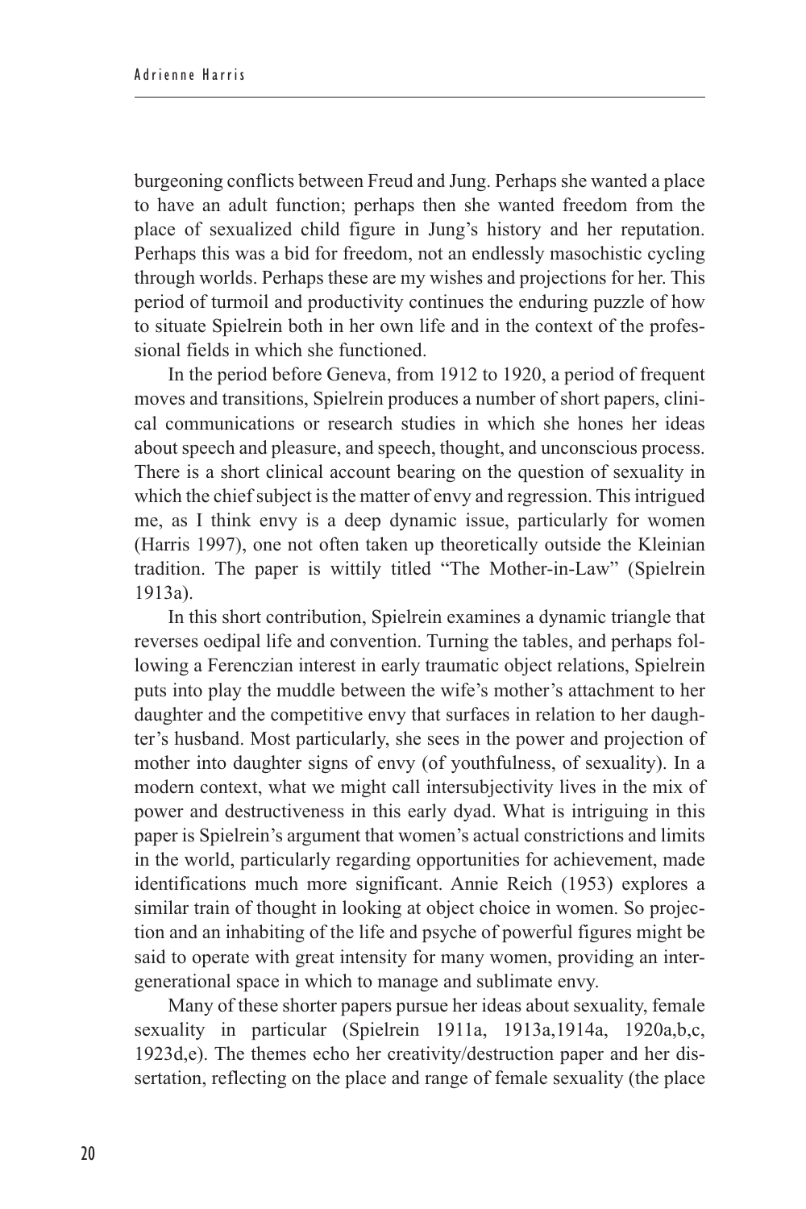burgeoning conflicts between Freud and Jung. Perhaps she wanted a place to have an adult function; perhaps then she wanted freedom from the place of sexualized child figure in Jung's history and her reputation. Perhaps this was a bid for freedom, not an endlessly masochistic cycling through worlds. Perhaps these are my wishes and projections for her. This period of turmoil and productivity continues the enduring puzzle of how to situate Spielrein both in her own life and in the context of the professional fields in which she functioned.

In the period before Geneva, from 1912 to 1920, a period of frequent moves and transitions, Spielrein produces a number of short papers, clinical communications or research studies in which she hones her ideas about speech and pleasure, and speech, thought, and unconscious process. There is a short clinical account bearing on the question of sexuality in which the chief subject is the matter of envy and regression. This intrigued me, as I think envy is a deep dynamic issue, particularly for women (Harris 1997), one not often taken up theoretically outside the Kleinian tradition. The paper is wittily titled "The Mother-in-Law" (Spielrein 1913a).

In this short contribution, Spielrein examines a dynamic triangle that reverses oedipal life and convention. Turning the tables, and perhaps following a Ferenczian interest in early traumatic object relations, Spielrein puts into play the muddle between the wife's mother's attachment to her daughter and the competitive envy that surfaces in relation to her daughter's husband. Most particularly, she sees in the power and projection of mother into daughter signs of envy (of youthfulness, of sexuality). In a modern context, what we might call intersubjectivity lives in the mix of power and destructiveness in this early dyad. What is intriguing in this paper is Spielrein's argument that women's actual constrictions and limits in the world, particularly regarding opportunities for achievement, made identifications much more significant. Annie Reich (1953) explores a similar train of thought in looking at object choice in women. So projection and an inhabiting of the life and psyche of powerful figures might be said to operate with great intensity for many women, providing an intergenerational space in which to manage and sublimate envy.

Many of these shorter papers pursue her ideas about sexuality, female sexuality in particular (Spielrein 1911a, 1913a,1914a, 1920a,b,c, 1923d,e). The themes echo her creativity/destruction paper and her dissertation, reflecting on the place and range of female sexuality (the place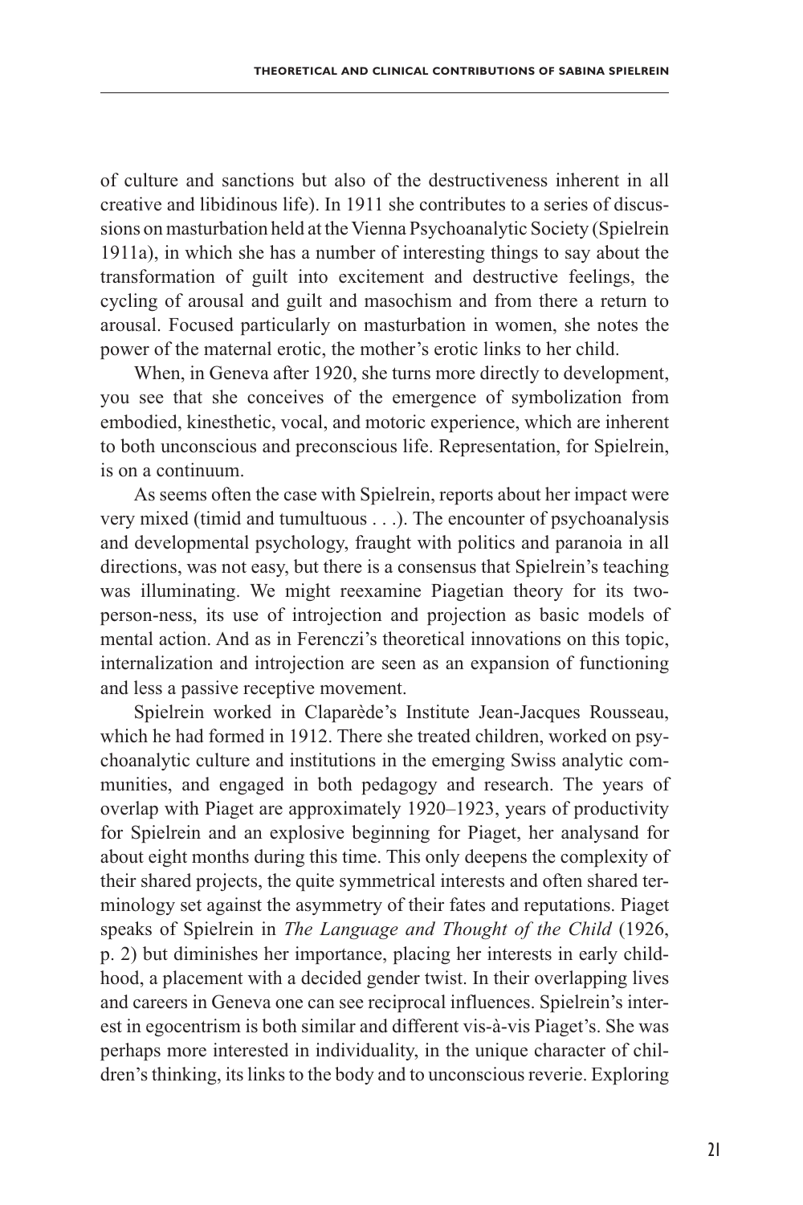of culture and sanctions but also of the destructiveness inherent in all creative and libidinous life). In 1911 she contributes to a series of discussions on masturbation held at the Vienna Psychoanalytic Society (Spielrein 1911a), in which she has a number of interesting things to say about the transformation of guilt into excitement and destructive feelings, the cycling of arousal and guilt and masochism and from there a return to arousal. Focused particularly on masturbation in women, she notes the power of the maternal erotic, the mother's erotic links to her child.

When, in Geneva after 1920, she turns more directly to development, you see that she conceives of the emergence of symbolization from embodied, kinesthetic, vocal, and motoric experience, which are inherent to both unconscious and preconscious life. Representation, for Spielrein, is on a continuum.

As seems often the case with Spielrein, reports about her impact were very mixed (timid and tumultuous . . .). The encounter of psychoanalysis and developmental psychology, fraught with politics and paranoia in all directions, was not easy, but there is a consensus that Spielrein's teaching was illuminating. We might reexamine Piagetian theory for its two-person-ness, its use of introjection and projection as basic models of mental action. And as in Ferenczi's theoretical innovations on this topic, internalization and introjection are seen as an expansion of functioning and less a passive receptive movement.

Spielrein worked in Claparède's Institute Jean-Jacques Rousseau, which he had formed in 1912. There she treated children, worked on psychoanalytic culture and institutions in the emerging Swiss analytic communities, and engaged in both pedagogy and research. The years of overlap with Piaget are approximately 1920–1923, years of productivity for Spielrein and an explosive beginning for Piaget, her analysand for about eight months during this time. This only deepens the complexity of their shared projects, the quite symmetrical interests and often shared terminology set against the asymmetry of their fates and reputations. Piaget speaks of Spielrein in *The Language and Thought of the Child* (1926, p. 2) but diminishes her importance, placing her interests in early childhood, a placement with a decided gender twist. In their overlapping lives and careers in Geneva one can see reciprocal influences. Spielrein's interest in egocentrism is both similar and different vis-à-vis Piaget's. She was perhaps more interested in individuality, in the unique character of children's thinking, its links to the body and to unconscious reverie. Exploring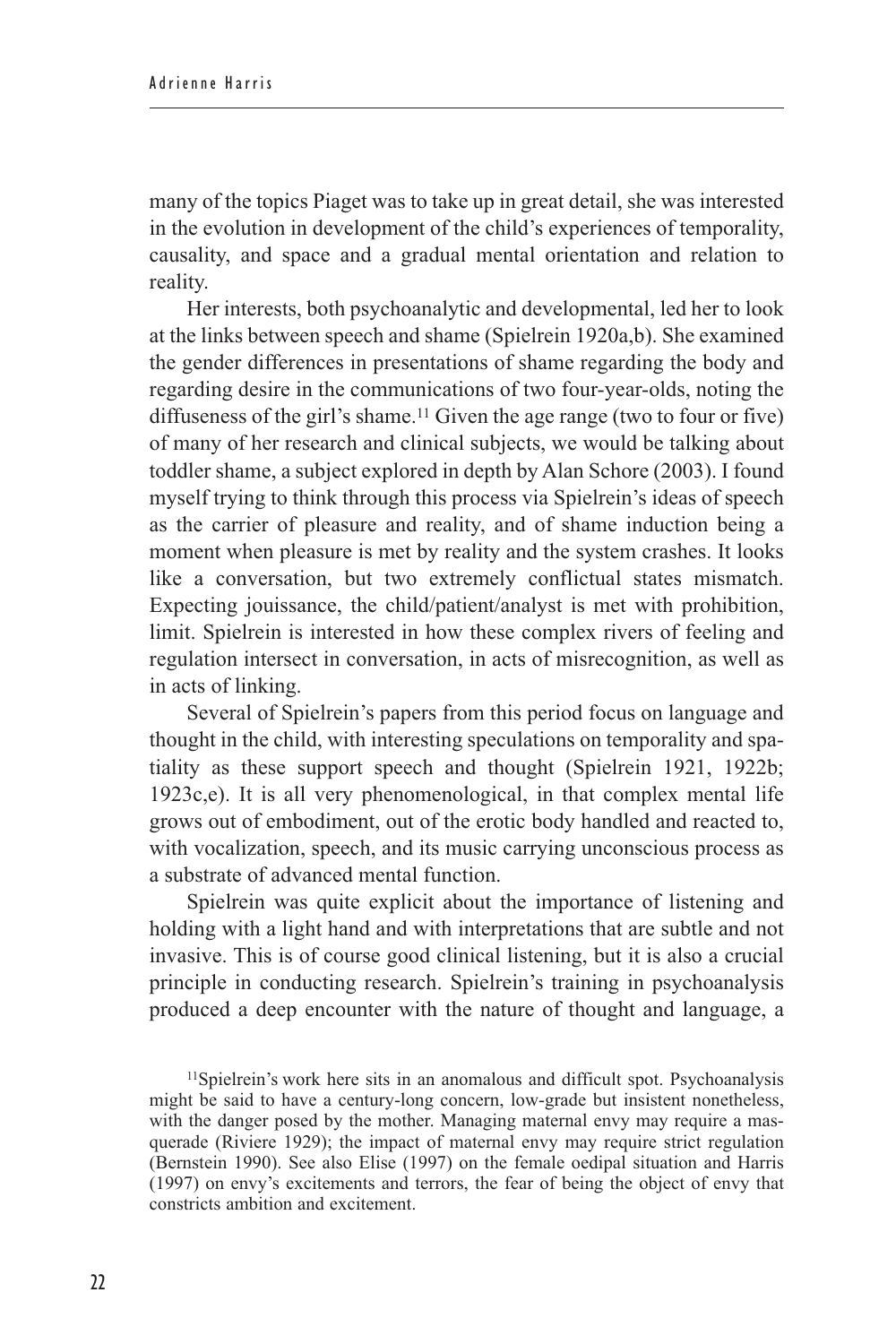many of the topics Piaget was to take up in great detail, she was interested in the evolution in development of the child's experiences of temporality, causality, and space and a gradual mental orientation and relation to reality.

Her interests, both psychoanalytic and developmental, led her to look at the links between speech and shame (Spielrein 1920a,b). She examined the gender differences in presentations of shame regarding the body and regarding desire in the communications of two four-year-olds, noting the diffuseness of the girl's shame.[11] Given the age range (two to four or five) of many of her research and clinical subjects, we would be talking about toddler shame, a subject explored in depth by Alan Schore (2003). I found myself trying to think through this process via Spielrein's ideas of speech as the carrier of pleasure and reality, and of shame induction being a moment when pleasure is met by reality and the system crashes. It looks like a conversation, but two extremely conflictual states mismatch. Expecting jouissance, the child/patient/analyst is met with prohibition, limit. Spielrein is interested in how these complex rivers of feeling and regulation intersect in conversation, in acts of misrecognition, as well as in acts of linking.

Several of Spielrein's papers from this period focus on language and thought in the child, with interesting speculations on temporality and spatiality as these support speech and thought (Spielrein 1921, 1922b; 1923c,e). It is all very phenomenological, in that complex mental life grows out of embodiment, out of the erotic body handled and reacted to, with vocalization, speech, and its music carrying unconscious process as a substrate of advanced mental function.

Spielrein was quite explicit about the importance of listening and holding with a light hand and with interpretations that are subtle and not invasive. This is of course good clinical listening, but it is also a crucial principle in conducting research. Spielrein's training in psychoanalysis produced a deep encounter with the nature of thought and language, a

[11]Spielrein's work here sits in an anomalous and difficult spot. Psychoanalysis might be said to have a century-long concern, low-grade but insistent nonetheless, with the danger posed by the mother. Managing maternal envy may require a masquerade (Riviere 1929); the impact of maternal envy may require strict regulation (Bernstein 1990). See also Elise (1997) on the female oedipal situation and Harris (1997) on envy's excitements and terrors, the fear of being the object of envy that constricts ambition and excitement.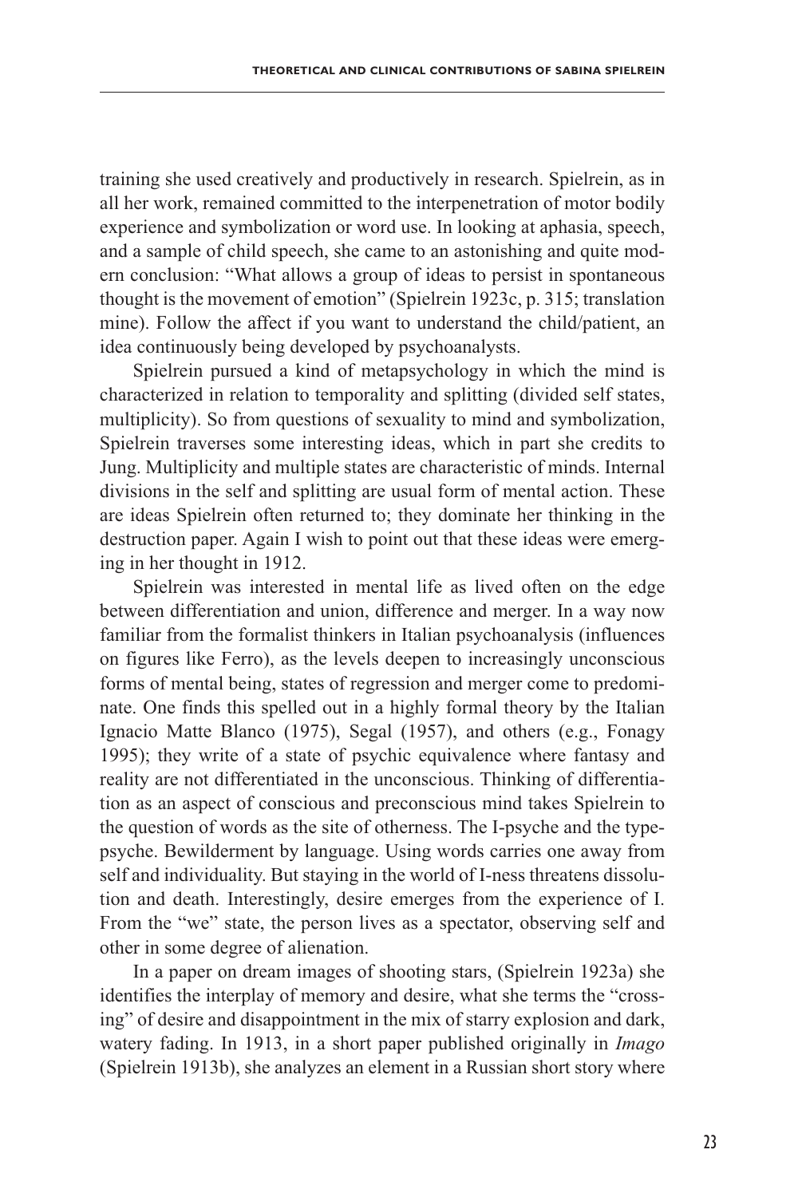training she used creatively and productively in research. Spielrein, as in all her work, remained committed to the interpenetration of motor bodily experience and symbolization or word use. In looking at aphasia, speech, and a sample of child speech, she came to an astonishing and quite modern conclusion: "What allows a group of ideas to persist in spontaneous thought is the movement of emotion" (Spielrein 1923c, p. 315; translation mine). Follow the affect if you want to understand the child/patient, an idea continuously being developed by psychoanalysts.

Spielrein pursued a kind of metapsychology in which the mind is characterized in relation to temporality and splitting (divided self states, multiplicity). So from questions of sexuality to mind and symbolization, Spielrein traverses some interesting ideas, which in part she credits to Jung. Multiplicity and multiple states are characteristic of minds. Internal divisions in the self and splitting are usual form of mental action. These are ideas Spielrein often returned to; they dominate her thinking in the destruction paper. Again I wish to point out that these ideas were emerging in her thought in 1912.

Spielrein was interested in mental life as lived often on the edge between differentiation and union, difference and merger. In a way now familiar from the formalist thinkers in Italian psychoanalysis (influences on figures like Ferro), as the levels deepen to increasingly unconscious forms of mental being, states of regression and merger come to predominate. One finds this spelled out in a highly formal theory by the Italian Ignacio Matte Blanco (1975), Segal (1957), and others (e.g., Fonagy 1995); they write of a state of psychic equivalence where fantasy and reality are not differentiated in the unconscious. Thinking of differentiation as an aspect of conscious and preconscious mind takes Spielrein to the question of words as the site of otherness. The I-psyche and the type-psyche. Bewilderment by language. Using words carries one away from self and individuality. But staying in the world of I-ness threatens dissolution and death. Interestingly, desire emerges from the experience of I. From the "we" state, the person lives as a spectator, observing self and other in some degree of alienation.

In a paper on dream images of shooting stars, (Spielrein 1923a) she identifies the interplay of memory and desire, what she terms the "crossing" of desire and disappointment in the mix of starry explosion and dark, watery fading. In 1913, in a short paper published originally in *Imago* (Spielrein 1913b), she analyzes an element in a Russian short story where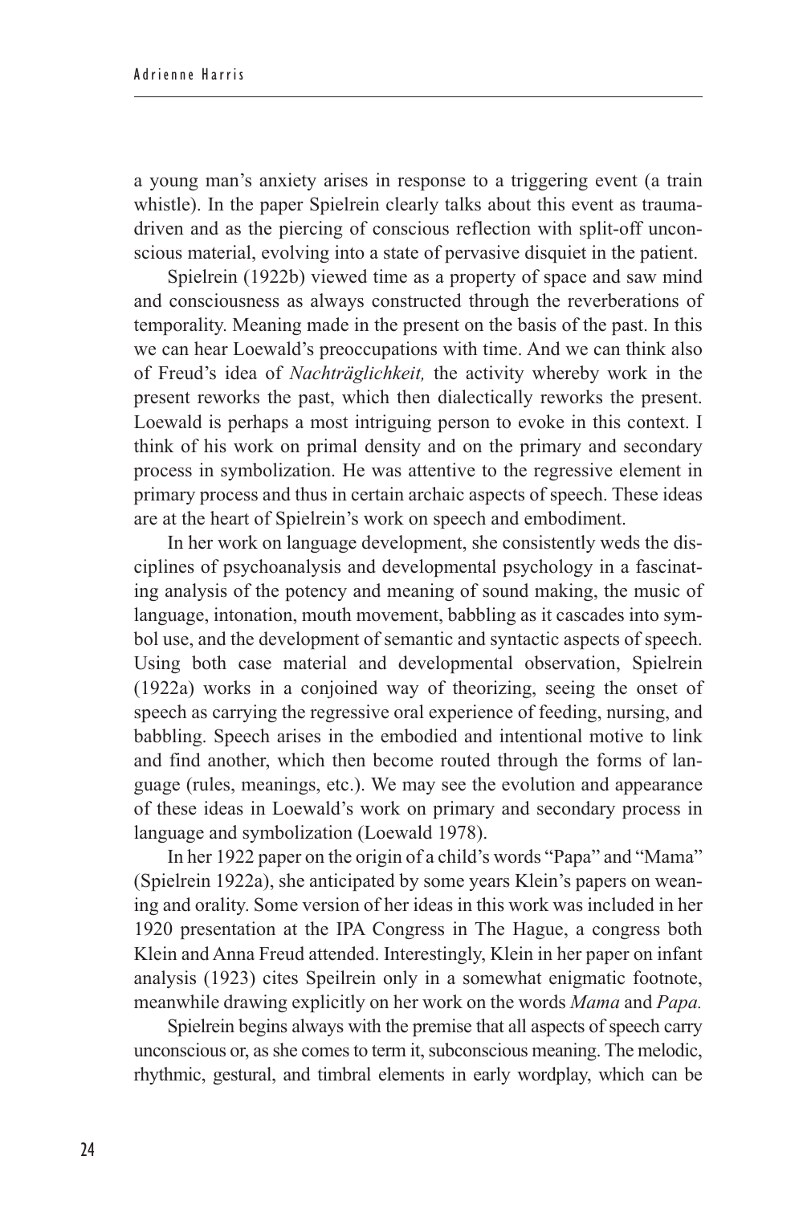a young man's anxiety arises in response to a triggering event (a train whistle). In the paper Spielrein clearly talks about this event as trauma-driven and as the piercing of conscious reflection with split-off unconscious material, evolving into a state of pervasive disquiet in the patient.

Spielrein (1922b) viewed time as a property of space and saw mind and consciousness as always constructed through the reverberations of temporality. Meaning made in the present on the basis of the past. In this we can hear Loewald's preoccupations with time. And we can think also of Freud's idea of *Nachträglichkeit,* the activity whereby work in the present reworks the past, which then dialectically reworks the present. Loewald is perhaps a most intriguing person to evoke in this context. I think of his work on primal density and on the primary and secondary process in symbolization. He was attentive to the regressive element in primary process and thus in certain archaic aspects of speech. These ideas are at the heart of Spielrein's work on speech and embodiment.

In her work on language development, she consistently weds the disciplines of psychoanalysis and developmental psychology in a fascinating analysis of the potency and meaning of sound making, the music of language, intonation, mouth movement, babbling as it cascades into symbol use, and the development of semantic and syntactic aspects of speech. Using both case material and developmental observation, Spielrein (1922a) works in a conjoined way of theorizing, seeing the onset of speech as carrying the regressive oral experience of feeding, nursing, and babbling. Speech arises in the embodied and intentional motive to link and find another, which then become routed through the forms of language (rules, meanings, etc.). We may see the evolution and appearance of these ideas in Loewald's work on primary and secondary process in language and symbolization (Loewald 1978).

In her 1922 paper on the origin of a child's words "Papa" and "Mama" (Spielrein 1922a), she anticipated by some years Klein's papers on weaning and orality. Some version of her ideas in this work was included in her 1920 presentation at the IPA Congress in The Hague, a congress both Klein and Anna Freud attended. Interestingly, Klein in her paper on infant analysis (1923) cites Speilrein only in a somewhat enigmatic footnote, meanwhile drawing explicitly on her work on the words *Mama* and *Papa.*

Spielrein begins always with the premise that all aspects of speech carry unconscious or, as she comes to term it, subconscious meaning. The melodic, rhythmic, gestural, and timbral elements in early wordplay, which can be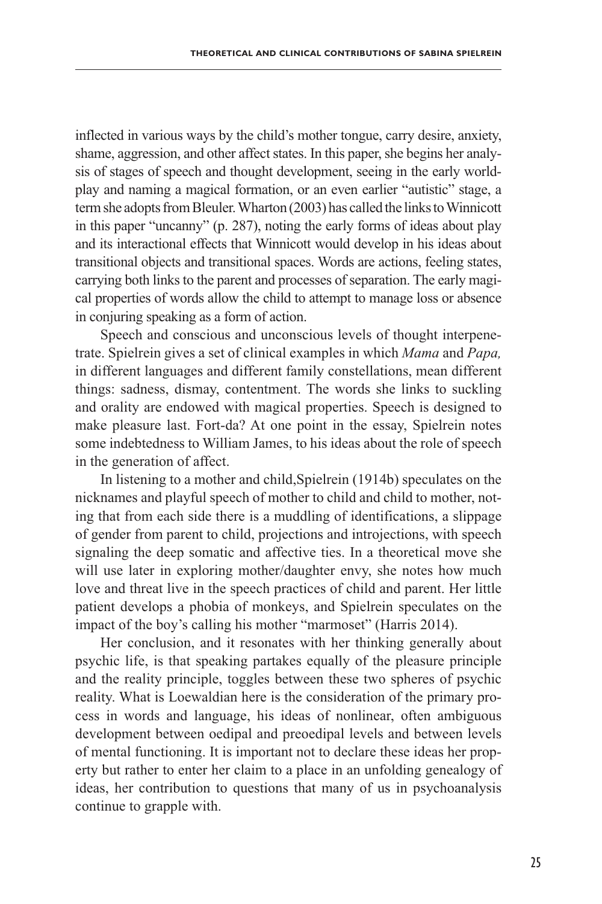inflected in various ways by the child's mother tongue, carry desire, anxiety, shame, aggression, and other affect states. In this paper, she begins her analysis of stages of speech and thought development, seeing in the early world-play and naming a magical formation, or an even earlier "autistic" stage, a term she adopts from Bleuler. Wharton (2003) has called the links to Winnicott in this paper "uncanny" (p. 287), noting the early forms of ideas about play and its interactional effects that Winnicott would develop in his ideas about transitional objects and transitional spaces. Words are actions, feeling states, carrying both links to the parent and processes of separation. The early magical properties of words allow the child to attempt to manage loss or absence in conjuring speaking as a form of action.

Speech and conscious and unconscious levels of thought interpenetrate. Spielrein gives a set of clinical examples in which *Mama* and *Papa,* in different languages and different family constellations, mean different things: sadness, dismay, contentment. The words she links to suckling and orality are endowed with magical properties. Speech is designed to make pleasure last. Fort-da? At one point in the essay, Spielrein notes some indebtedness to William James, to his ideas about the role of speech in the generation of affect.

In listening to a mother and child,Spielrein (1914b) speculates on the nicknames and playful speech of mother to child and child to mother, noting that from each side there is a muddling of identifications, a slippage of gender from parent to child, projections and introjections, with speech signaling the deep somatic and affective ties. In a theoretical move she will use later in exploring mother/daughter envy, she notes how much love and threat live in the speech practices of child and parent. Her little patient develops a phobia of monkeys, and Spielrein speculates on the impact of the boy's calling his mother "marmoset" (Harris 2014).

Her conclusion, and it resonates with her thinking generally about psychic life, is that speaking partakes equally of the pleasure principle and the reality principle, toggles between these two spheres of psychic reality. What is Loewaldian here is the consideration of the primary process in words and language, his ideas of nonlinear, often ambiguous development between oedipal and preoedipal levels and between levels of mental functioning. It is important not to declare these ideas her property but rather to enter her claim to a place in an unfolding genealogy of ideas, her contribution to questions that many of us in psychoanalysis continue to grapple with.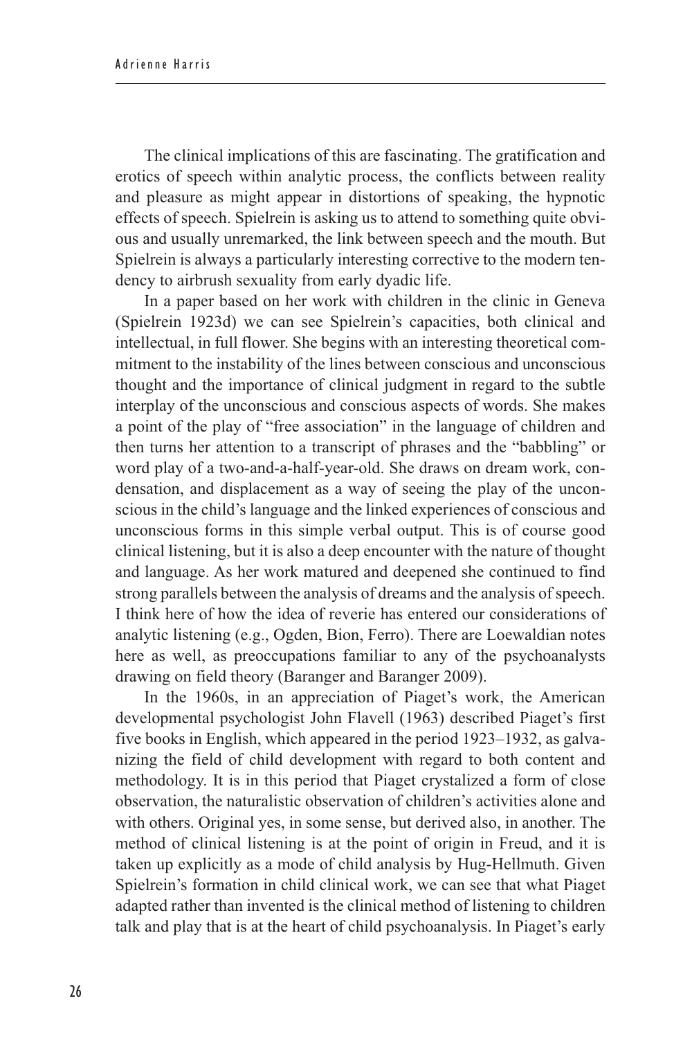The clinical implications of this are fascinating. The gratification and erotics of speech within analytic process, the conflicts between reality and pleasure as might appear in distortions of speaking, the hypnotic effects of speech. Spielrein is asking us to attend to something quite obvious and usually unremarked, the link between speech and the mouth. But Spielrein is always a particularly interesting corrective to the modern tendency to airbrush sexuality from early dyadic life.

In a paper based on her work with children in the clinic in Geneva (Spielrein 1923d) we can see Spielrein's capacities, both clinical and intellectual, in full flower. She begins with an interesting theoretical commitment to the instability of the lines between conscious and unconscious thought and the importance of clinical judgment in regard to the subtle interplay of the unconscious and conscious aspects of words. She makes a point of the play of "free association" in the language of children and then turns her attention to a transcript of phrases and the "babbling" or word play of a two-and-a-half-year-old. She draws on dream work, condensation, and displacement as a way of seeing the play of the unconscious in the child's language and the linked experiences of conscious and unconscious forms in this simple verbal output. This is of course good clinical listening, but it is also a deep encounter with the nature of thought and language. As her work matured and deepened she continued to find strong parallels between the analysis of dreams and the analysis of speech. I think here of how the idea of reverie has entered our considerations of analytic listening (e.g., Ogden, Bion, Ferro). There are Loewaldian notes here as well, as preoccupations familiar to any of the psychoanalysts drawing on field theory (Baranger and Baranger 2009).

In the 1960s, in an appreciation of Piaget's work, the American developmental psychologist John Flavell (1963) described Piaget's first five books in English, which appeared in the period 1923–1932, as galvanizing the field of child development with regard to both content and methodology. It is in this period that Piaget crystalized a form of close observation, the naturalistic observation of children's activities alone and with others. Original yes, in some sense, but derived also, in another. The method of clinical listening is at the point of origin in Freud, and it is taken up explicitly as a mode of child analysis by Hug-Hellmuth. Given Spielrein's formation in child clinical work, we can see that what Piaget adapted rather than invented is the clinical method of listening to children talk and play that is at the heart of child psychoanalysis. In Piaget's early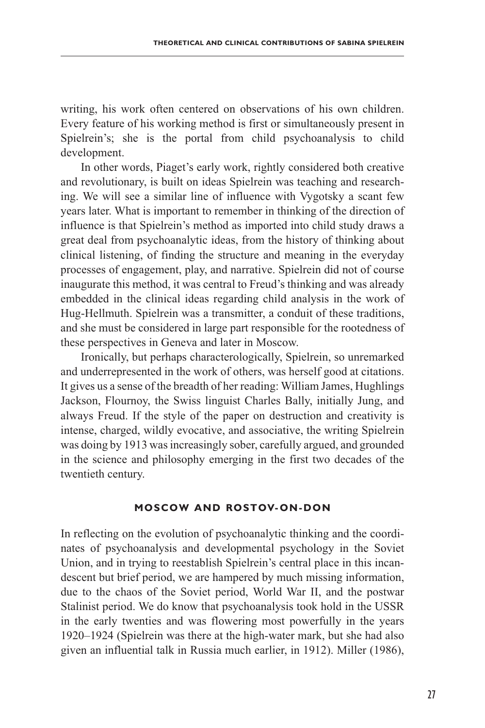writing, his work often centered on observations of his own children. Every feature of his working method is first or simultaneously present in Spielrein's; she is the portal from child psychoanalysis to child development.

In other words, Piaget's early work, rightly considered both creative and revolutionary, is built on ideas Spielrein was teaching and researching. We will see a similar line of influence with Vygotsky a scant few years later. What is important to remember in thinking of the direction of influence is that Spielrein's method as imported into child study draws a great deal from psychoanalytic ideas, from the history of thinking about clinical listening, of finding the structure and meaning in the everyday processes of engagement, play, and narrative. Spielrein did not of course inaugurate this method, it was central to Freud's thinking and was already embedded in the clinical ideas regarding child analysis in the work of Hug-Hellmuth. Spielrein was a transmitter, a conduit of these traditions, and she must be considered in large part responsible for the rootedness of these perspectives in Geneva and later in Moscow.

Ironically, but perhaps characterologically, Spielrein, so unremarked and underrepresented in the work of others, was herself good at citations. It gives us a sense of the breadth of her reading: William James, Hughlings Jackson, Flournoy, the Swiss linguist Charles Bally, initially Jung, and always Freud. If the style of the paper on destruction and creativity is intense, charged, wildly evocative, and associative, the writing Spielrein was doing by 1913 was increasingly sober, carefully argued, and grounded in the science and philosophy emerging in the first two decades of the twentieth century.

## MOSCOW AND ROSTOV-ON-DON

In reflecting on the evolution of psychoanalytic thinking and the coordinates of psychoanalysis and developmental psychology in the Soviet Union, and in trying to reestablish Spielrein's central place in this incandescent but brief period, we are hampered by much missing information, due to the chaos of the Soviet period, World War II, and the postwar Stalinist period. We do know that psychoanalysis took hold in the USSR in the early twenties and was flowering most powerfully in the years 1920–1924 (Spielrein was there at the high-water mark, but she had also given an influential talk in Russia much earlier, in 1912). Miller (1986),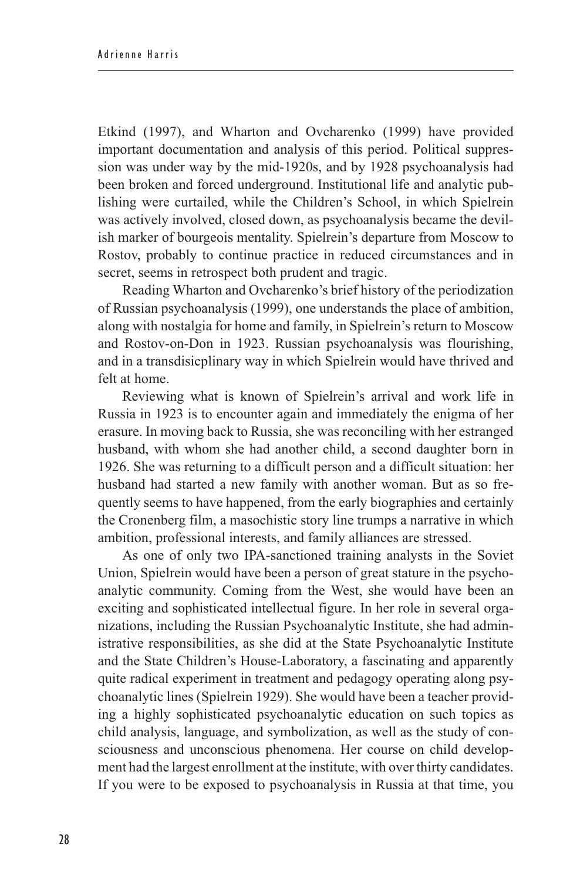Etkind (1997), and Wharton and Ovcharenko (1999) have provided important documentation and analysis of this period. Political suppression was under way by the mid-1920s, and by 1928 psychoanalysis had been broken and forced underground. Institutional life and analytic publishing were curtailed, while the Children's School, in which Spielrein was actively involved, closed down, as psychoanalysis became the devilish marker of bourgeois mentality. Spielrein's departure from Moscow to Rostov, probably to continue practice in reduced circumstances and in secret, seems in retrospect both prudent and tragic.

Reading Wharton and Ovcharenko's brief history of the periodization of Russian psychoanalysis (1999), one understands the place of ambition, along with nostalgia for home and family, in Spielrein's return to Moscow and Rostov-on-Don in 1923. Russian psychoanalysis was flourishing, and in a transdisicplinary way in which Spielrein would have thrived and felt at home.

Reviewing what is known of Spielrein's arrival and work life in Russia in 1923 is to encounter again and immediately the enigma of her erasure. In moving back to Russia, she was reconciling with her estranged husband, with whom she had another child, a second daughter born in 1926. She was returning to a difficult person and a difficult situation: her husband had started a new family with another woman. But as so frequently seems to have happened, from the early biographies and certainly the Cronenberg film, a masochistic story line trumps a narrative in which ambition, professional interests, and family alliances are stressed.

As one of only two IPA-sanctioned training analysts in the Soviet Union, Spielrein would have been a person of great stature in the psychoanalytic community. Coming from the West, she would have been an exciting and sophisticated intellectual figure. In her role in several organizations, including the Russian Psychoanalytic Institute, she had administrative responsibilities, as she did at the State Psychoanalytic Institute and the State Children's House-Laboratory, a fascinating and apparently quite radical experiment in treatment and pedagogy operating along psychoanalytic lines (Spielrein 1929). She would have been a teacher providing a highly sophisticated psychoanalytic education on such topics as child analysis, language, and symbolization, as well as the study of consciousness and unconscious phenomena. Her course on child development had the largest enrollment at the institute, with over thirty candidates. If you were to be exposed to psychoanalysis in Russia at that time, you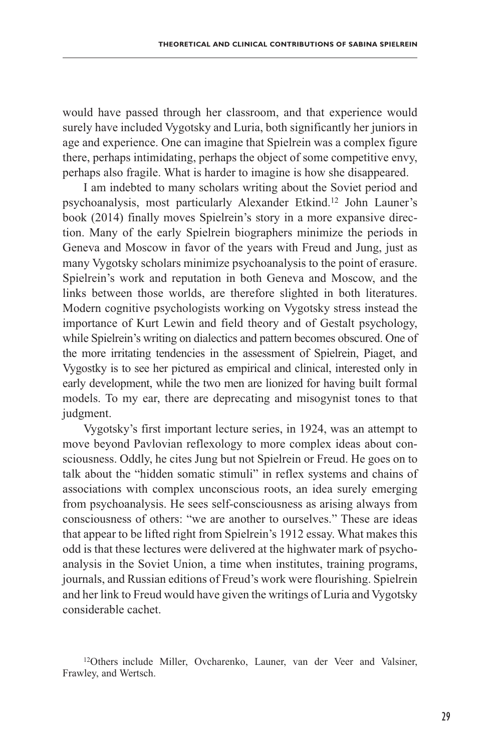would have passed through her classroom, and that experience would surely have included Vygotsky and Luria, both significantly her juniors in age and experience. One can imagine that Spielrein was a complex figure there, perhaps intimidating, perhaps the object of some competitive envy, perhaps also fragile. What is harder to imagine is how she disappeared.

I am indebted to many scholars writing about the Soviet period and psychoanalysis, most particularly Alexander Etkind.[12] John Launer's book (2014) finally moves Spielrein's story in a more expansive direction. Many of the early Spielrein biographers minimize the periods in Geneva and Moscow in favor of the years with Freud and Jung, just as many Vygotsky scholars minimize psychoanalysis to the point of erasure. Spielrein's work and reputation in both Geneva and Moscow, and the links between those worlds, are therefore slighted in both literatures. Modern cognitive psychologists working on Vygotsky stress instead the importance of Kurt Lewin and field theory and of Gestalt psychology, while Spielrein's writing on dialectics and pattern becomes obscured. One of the more irritating tendencies in the assessment of Spielrein, Piaget, and Vygostky is to see her pictured as empirical and clinical, interested only in early development, while the two men are lionized for having built formal models. To my ear, there are deprecating and misogynist tones to that judgment.

Vygotsky's first important lecture series, in 1924, was an attempt to move beyond Pavlovian reflexology to more complex ideas about consciousness. Oddly, he cites Jung but not Spielrein or Freud. He goes on to talk about the "hidden somatic stimuli" in reflex systems and chains of associations with complex unconscious roots, an idea surely emerging from psychoanalysis. He sees self-consciousness as arising always from consciousness of others: "we are another to ourselves." These are ideas that appear to be lifted right from Spielrein's 1912 essay. What makes this odd is that these lectures were delivered at the highwater mark of psychoanalysis in the Soviet Union, a time when institutes, training programs, journals, and Russian editions of Freud's work were flourishing. Spielrein and her link to Freud would have given the writings of Luria and Vygotsky considerable cachet.

[12]Others include Miller, Ovcharenko, Launer, van der Veer and Valsiner, Frawley, and Wertsch.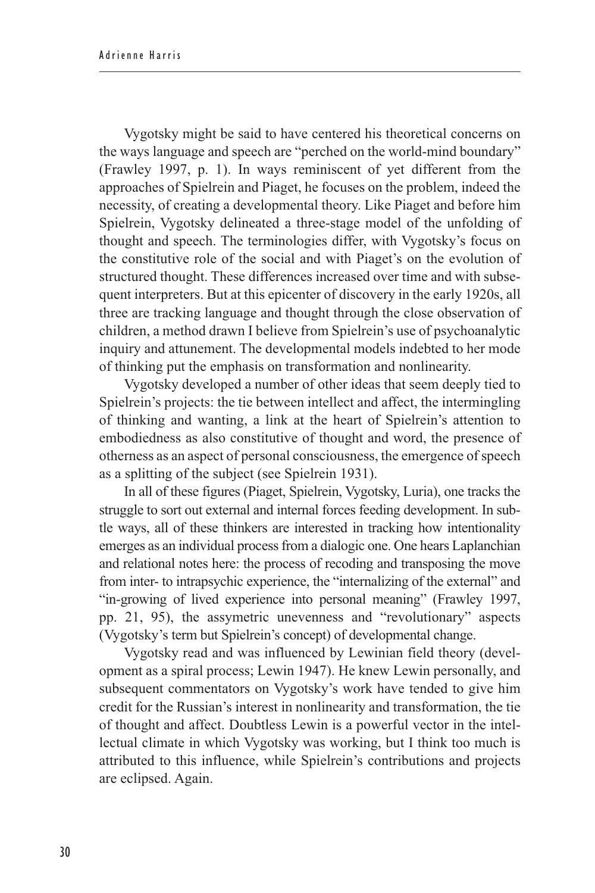Vygotsky might be said to have centered his theoretical concerns on the ways language and speech are "perched on the world-mind boundary" (Frawley 1997, p. 1). In ways reminiscent of yet different from the approaches of Spielrein and Piaget, he focuses on the problem, indeed the necessity, of creating a developmental theory. Like Piaget and before him Spielrein, Vygotsky delineated a three-stage model of the unfolding of thought and speech. The terminologies differ, with Vygotsky's focus on the constitutive role of the social and with Piaget's on the evolution of structured thought. These differences increased over time and with subsequent interpreters. But at this epicenter of discovery in the early 1920s, all three are tracking language and thought through the close observation of children, a method drawn I believe from Spielrein's use of psychoanalytic inquiry and attunement. The developmental models indebted to her mode of thinking put the emphasis on transformation and nonlinearity.

Vygotsky developed a number of other ideas that seem deeply tied to Spielrein's projects: the tie between intellect and affect, the intermingling of thinking and wanting, a link at the heart of Spielrein's attention to embodiedness as also constitutive of thought and word, the presence of otherness as an aspect of personal consciousness, the emergence of speech as a splitting of the subject (see Spielrein 1931).

In all of these figures (Piaget, Spielrein, Vygotsky, Luria), one tracks the struggle to sort out external and internal forces feeding development. In subtle ways, all of these thinkers are interested in tracking how intentionality emerges as an individual process from a dialogic one. One hears Laplanchian and relational notes here: the process of recoding and transposing the move from inter- to intrapsychic experience, the "internalizing of the external" and "in-growing of lived experience into personal meaning" (Frawley 1997, pp. 21, 95), the assymetric unevenness and "revolutionary" aspects (Vygotsky's term but Spielrein's concept) of developmental change.

Vygotsky read and was influenced by Lewinian field theory (development as a spiral process; Lewin 1947). He knew Lewin personally, and subsequent commentators on Vygotsky's work have tended to give him credit for the Russian's interest in nonlinearity and transformation, the tie of thought and affect. Doubtless Lewin is a powerful vector in the intellectual climate in which Vygotsky was working, but I think too much is attributed to this influence, while Spielrein's contributions and projects are eclipsed. Again.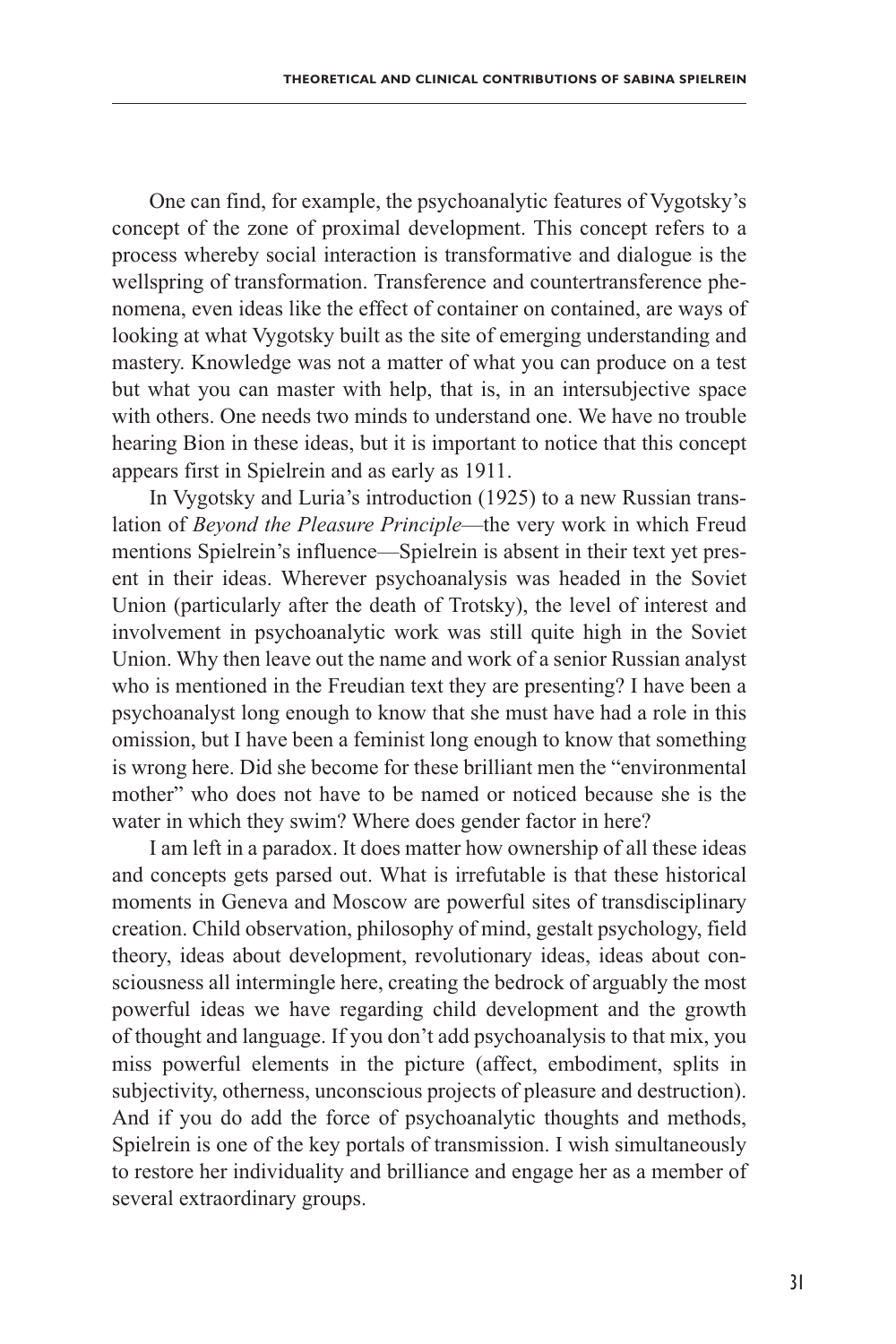One can find, for example, the psychoanalytic features of Vygotsky's concept of the zone of proximal development. This concept refers to a process whereby social interaction is transformative and dialogue is the wellspring of transformation. Transference and countertransference phenomena, even ideas like the effect of container on contained, are ways of looking at what Vygotsky built as the site of emerging understanding and mastery. Knowledge was not a matter of what you can produce on a test but what you can master with help, that is, in an intersubjective space with others. One needs two minds to understand one. We have no trouble hearing Bion in these ideas, but it is important to notice that this concept appears first in Spielrein and as early as 1911.

In Vygotsky and Luria's introduction (1925) to a new Russian translation of *Beyond the Pleasure Principle*—the very work in which Freud mentions Spielrein's influence—Spielrein is absent in their text yet present in their ideas. Wherever psychoanalysis was headed in the Soviet Union (particularly after the death of Trotsky), the level of interest and involvement in psychoanalytic work was still quite high in the Soviet Union. Why then leave out the name and work of a senior Russian analyst who is mentioned in the Freudian text they are presenting? I have been a psychoanalyst long enough to know that she must have had a role in this omission, but I have been a feminist long enough to know that something is wrong here. Did she become for these brilliant men the "environmental mother" who does not have to be named or noticed because she is the water in which they swim? Where does gender factor in here?

I am left in a paradox. It does matter how ownership of all these ideas and concepts gets parsed out. What is irrefutable is that these historical moments in Geneva and Moscow are powerful sites of transdisciplinary creation. Child observation, philosophy of mind, gestalt psychology, field theory, ideas about development, revolutionary ideas, ideas about consciousness all intermingle here, creating the bedrock of arguably the most powerful ideas we have regarding child development and the growth of thought and language. If you don't add psychoanalysis to that mix, you miss powerful elements in the picture (affect, embodiment, splits in subjectivity, otherness, unconscious projects of pleasure and destruction). And if you do add the force of psychoanalytic thoughts and methods, Spielrein is one of the key portals of transmission. I wish simultaneously to restore her individuality and brilliance and engage her as a member of several extraordinary groups.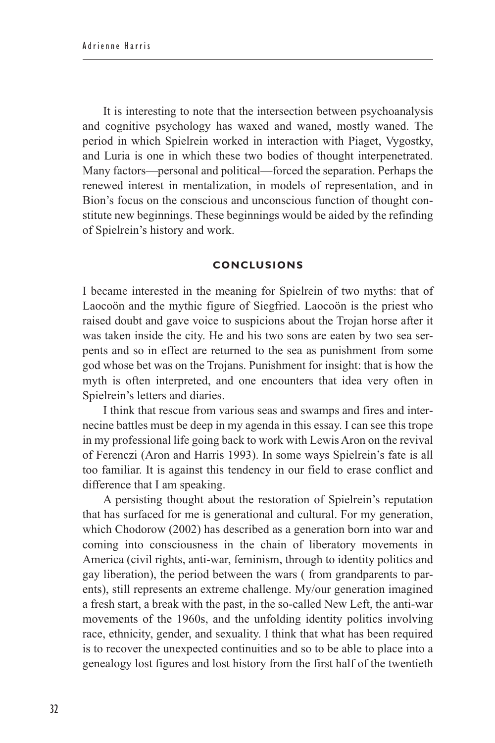It is interesting to note that the intersection between psychoanalysis and cognitive psychology has waxed and waned, mostly waned. The period in which Spielrein worked in interaction with Piaget, Vygostky, and Luria is one in which these two bodies of thought interpenetrated. Many factors—personal and political—forced the separation. Perhaps the renewed interest in mentalization, in models of representation, and in Bion's focus on the conscious and unconscious function of thought constitute new beginnings. These beginnings would be aided by the refinding of Spielrein's history and work.

## CONCLUSIONS

I became interested in the meaning for Spielrein of two myths: that of Laocoön and the mythic figure of Siegfried. Laocoön is the priest who raised doubt and gave voice to suspicions about the Trojan horse after it was taken inside the city. He and his two sons are eaten by two sea serpents and so in effect are returned to the sea as punishment from some god whose bet was on the Trojans. Punishment for insight: that is how the myth is often interpreted, and one encounters that idea very often in Spielrein's letters and diaries.

I think that rescue from various seas and swamps and fires and internecine battles must be deep in my agenda in this essay. I can see this trope in my professional life going back to work with Lewis Aron on the revival of Ferenczi (Aron and Harris 1993). In some ways Spielrein's fate is all too familiar. It is against this tendency in our field to erase conflict and difference that I am speaking.

A persisting thought about the restoration of Spielrein's reputation that has surfaced for me is generational and cultural. For my generation, which Chodorow (2002) has described as a generation born into war and coming into consciousness in the chain of liberatory movements in America (civil rights, anti-war, feminism, through to identity politics and gay liberation), the period between the wars ( from grandparents to parents), still represents an extreme challenge. My/our generation imagined a fresh start, a break with the past, in the so-called New Left, the anti-war movements of the 1960s, and the unfolding identity politics involving race, ethnicity, gender, and sexuality. I think that what has been required is to recover the unexpected continuities and so to be able to place into a genealogy lost figures and lost history from the first half of the twentieth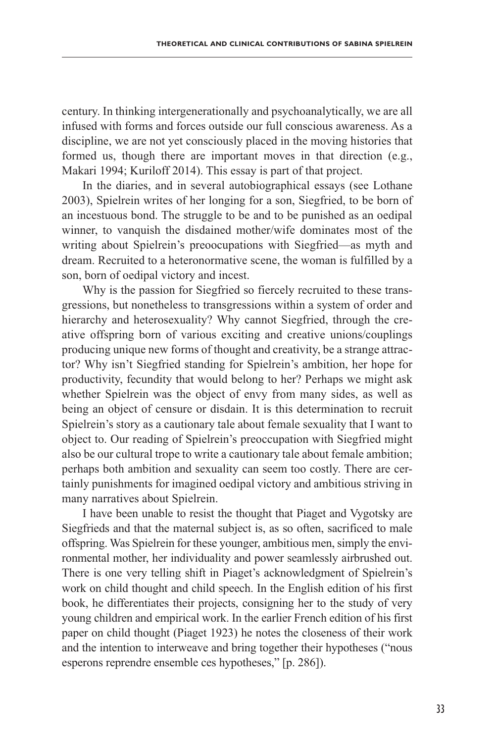century. In thinking intergenerationally and psychoanalytically, we are all infused with forms and forces outside our full conscious awareness. As a discipline, we are not yet consciously placed in the moving histories that formed us, though there are important moves in that direction (e.g., Makari 1994; Kuriloff 2014). This essay is part of that project.

In the diaries, and in several autobiographical essays (see Lothane 2003), Spielrein writes of her longing for a son, Siegfried, to be born of an incestuous bond. The struggle to be and to be punished as an oedipal winner, to vanquish the disdained mother/wife dominates most of the writing about Spielrein's preoocupations with Siegfried—as myth and dream. Recruited to a heteronormative scene, the woman is fulfilled by a son, born of oedipal victory and incest.

Why is the passion for Siegfried so fiercely recruited to these transgressions, but nonetheless to transgressions within a system of order and hierarchy and heterosexuality? Why cannot Siegfried, through the creative offspring born of various exciting and creative unions/couplings producing unique new forms of thought and creativity, be a strange attractor? Why isn't Siegfried standing for Spielrein's ambition, her hope for productivity, fecundity that would belong to her? Perhaps we might ask whether Spielrein was the object of envy from many sides, as well as being an object of censure or disdain. It is this determination to recruit Spielrein's story as a cautionary tale about female sexuality that I want to object to. Our reading of Spielrein's preoccupation with Siegfried might also be our cultural trope to write a cautionary tale about female ambition; perhaps both ambition and sexuality can seem too costly. There are certainly punishments for imagined oedipal victory and ambitious striving in many narratives about Spielrein.

I have been unable to resist the thought that Piaget and Vygotsky are Siegfrieds and that the maternal subject is, as so often, sacrificed to male offspring. Was Spielrein for these younger, ambitious men, simply the environmental mother, her individuality and power seamlessly airbrushed out. There is one very telling shift in Piaget's acknowledgment of Spielrein's work on child thought and child speech. In the English edition of his first book, he differentiates their projects, consigning her to the study of very young children and empirical work. In the earlier French edition of his first paper on child thought (Piaget 1923) he notes the closeness of their work and the intention to interweave and bring together their hypotheses ("nous esperons reprendre ensemble ces hypotheses," [p. 286]).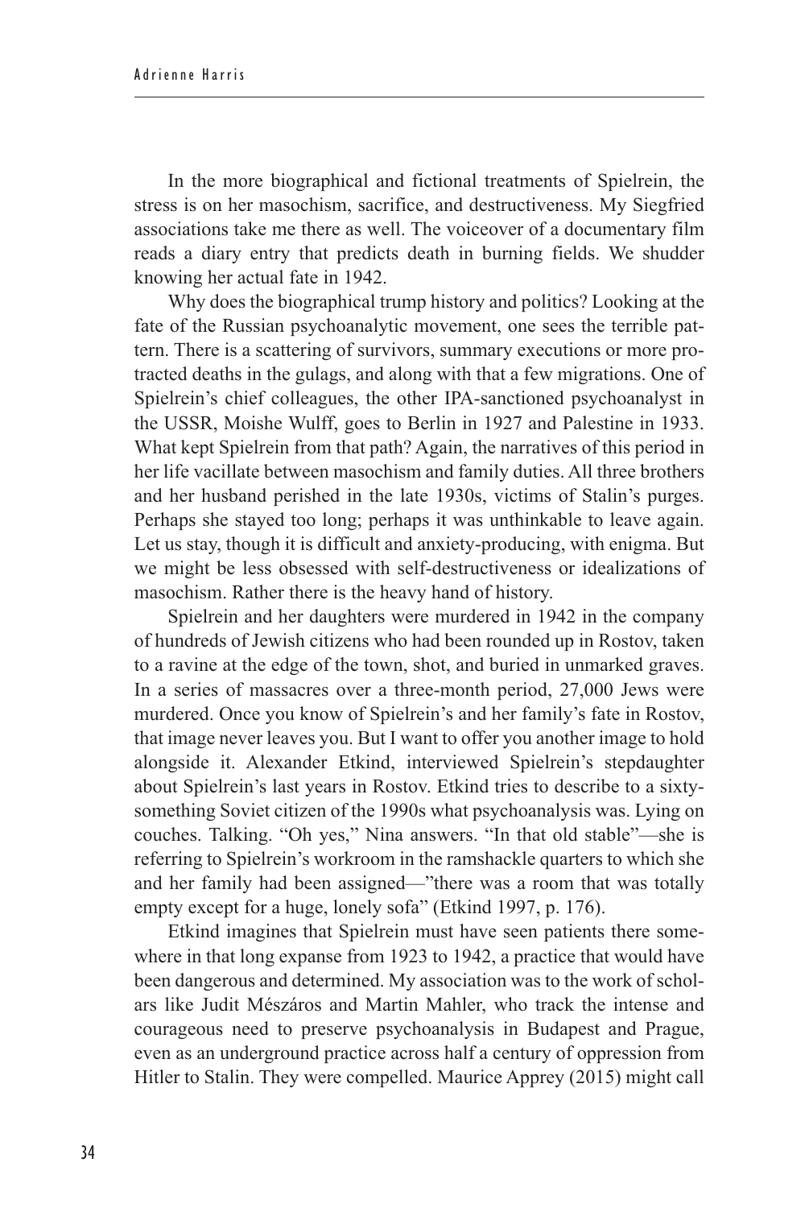In the more biographical and fictional treatments of Spielrein, the stress is on her masochism, sacrifice, and destructiveness. My Siegfried associations take me there as well. The voiceover of a documentary film reads a diary entry that predicts death in burning fields. We shudder knowing her actual fate in 1942.

Why does the biographical trump history and politics? Looking at the fate of the Russian psychoanalytic movement, one sees the terrible pattern. There is a scattering of survivors, summary executions or more protracted deaths in the gulags, and along with that a few migrations. One of Spielrein's chief colleagues, the other IPA-sanctioned psychoanalyst in the USSR, Moishe Wulff, goes to Berlin in 1927 and Palestine in 1933. What kept Spielrein from that path? Again, the narratives of this period in her life vacillate between masochism and family duties. All three brothers and her husband perished in the late 1930s, victims of Stalin's purges. Perhaps she stayed too long; perhaps it was unthinkable to leave again. Let us stay, though it is difficult and anxiety-producing, with enigma. But we might be less obsessed with self-destructiveness or idealizations of masochism. Rather there is the heavy hand of history.

Spielrein and her daughters were murdered in 1942 in the company of hundreds of Jewish citizens who had been rounded up in Rostov, taken to a ravine at the edge of the town, shot, and buried in unmarked graves. In a series of massacres over a three-month period, 27,000 Jews were murdered. Once you know of Spielrein's and her family's fate in Rostov, that image never leaves you. But I want to offer you another image to hold alongside it. Alexander Etkind, interviewed Spielrein's stepdaughter about Spielrein's last years in Rostov. Etkind tries to describe to a sixty-something Soviet citizen of the 1990s what psychoanalysis was. Lying on couches. Talking. "Oh yes," Nina answers. "In that old stable"—she is referring to Spielrein's workroom in the ramshackle quarters to which she and her family had been assigned—"there was a room that was totally empty except for a huge, lonely sofa" (Etkind 1997, p. 176).

Etkind imagines that Spielrein must have seen patients there somewhere in that long expanse from 1923 to 1942, a practice that would have been dangerous and determined. My association was to the work of scholars like Judit Mészáros and Martin Mahler, who track the intense and courageous need to preserve psychoanalysis in Budapest and Prague, even as an underground practice across half a century of oppression from Hitler to Stalin. They were compelled. Maurice Apprey (2015) might call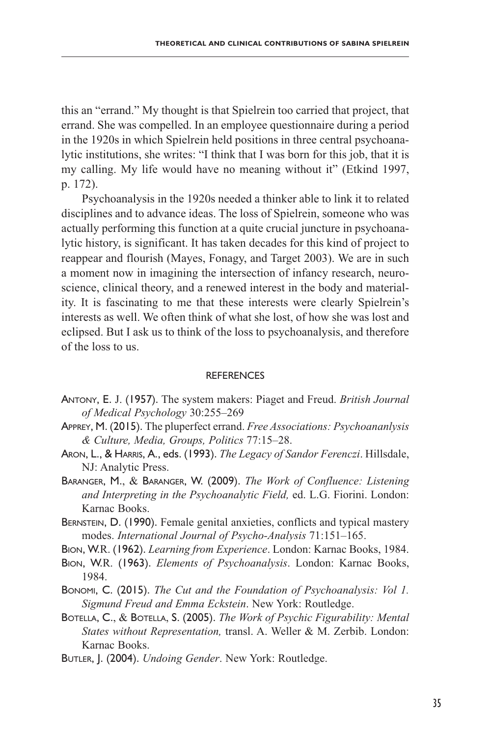this an "errand." My thought is that Spielrein too carried that project, that errand. She was compelled. In an employee questionnaire during a period in the 1920s in which Spielrein held positions in three central psychoanalytic institutions, she writes: "I think that I was born for this job, that it is my calling. My life would have no meaning without it" (Etkind 1997, p. 172).

Psychoanalysis in the 1920s needed a thinker able to link it to related disciplines and to advance ideas. The loss of Spielrein, someone who was actually performing this function at a quite crucial juncture in psychoanalytic history, is significant. It has taken decades for this kind of project to reappear and flourish (Mayes, Fonagy, and Target 2003). We are in such a moment now in imagining the intersection of infancy research, neuroscience, clinical theory, and a renewed interest in the body and materiality. It is fascinating to me that these interests were clearly Spielrein's interests as well. We often think of what she lost, of how she was lost and eclipsed. But I ask us to think of the loss to psychoanalysis, and therefore of the loss to us.

## REFERENCES

Antony, E. J. (1957). The system makers: Piaget and Freud. *British Journal of Medical Psychology* 30:255–269

Apprey, M. (2015). The pluperfect errand. *Free Associations: Psychoananlysis & Culture, Media, Groups, Politics* 77:15–28.

Aron, L., & Harris, A., eds. (1993). *The Legacy of Sandor Ferenczi*. Hillsdale, NJ: Analytic Press.

Baranger, M., & Baranger, W. (2009). *The Work of Confluence: Listening and Interpreting in the Psychoanalytic Field,* ed. L.G. Fiorini. London: Karnac Books.

Bernstein, D. (1990). Female genital anxieties, conflicts and typical mastery modes. *International Journal of Psycho-Analysis* 71:151–165.

Bion, W.R. (1962). *Learning from Experience*. London: Karnac Books, 1984.

Bion, W.R. (1963). *Elements of Psychoanalysis*. London: Karnac Books, 1984.

Bonomi, C. (2015). *The Cut and the Foundation of Psychoanalysis: Vol 1. Sigmund Freud and Emma Eckstein*. New York: Routledge.

Botella, C., & Botella, S. (2005). *The Work of Psychic Figurability: Mental States without Representation,* transl. A. Weller & M. Zerbib. London: Karnac Books.

Butler, J. (2004). *Undoing Gender*. New York: Routledge.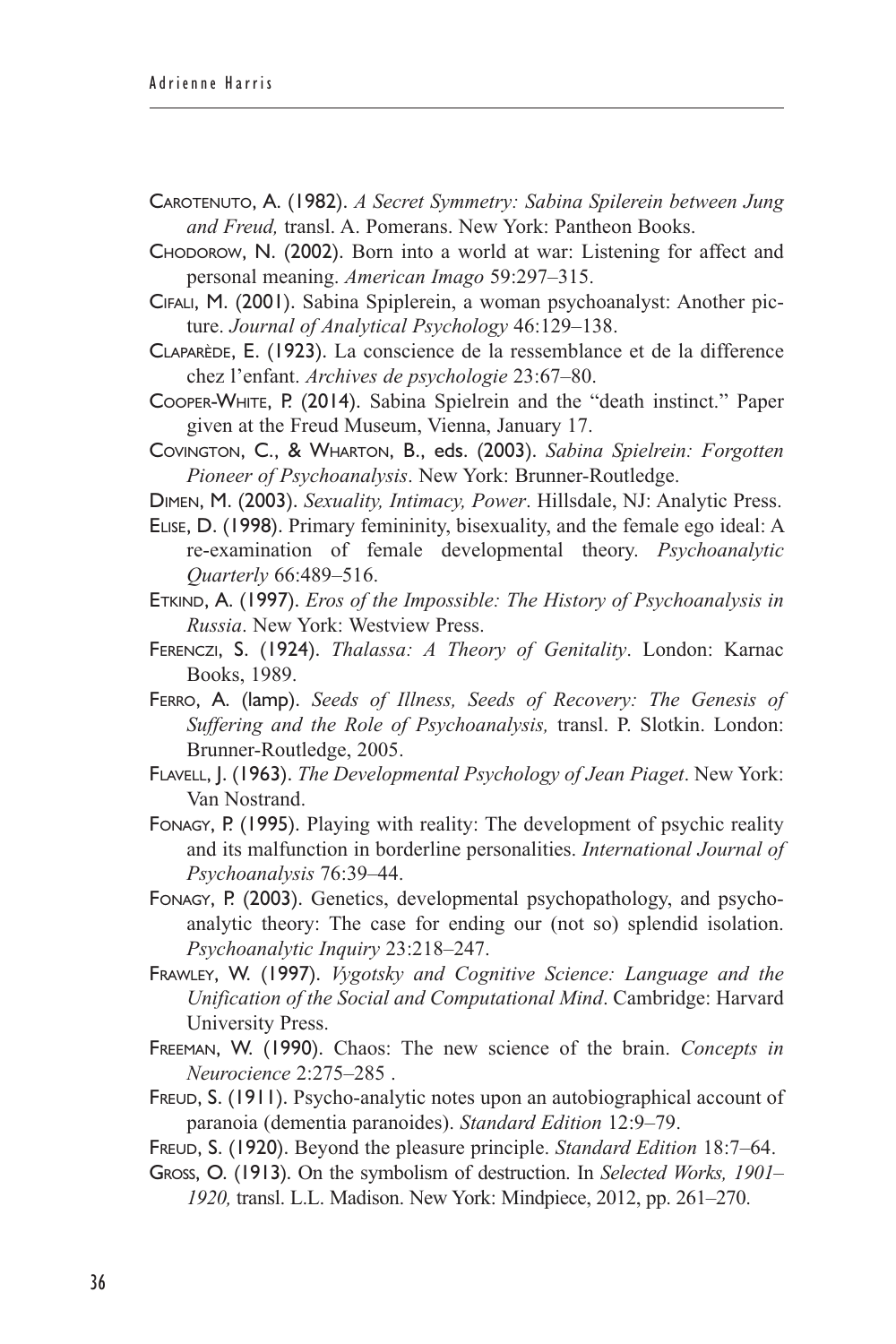Carotenuto, A. (1982). *A Secret Symmetry: Sabina Spilerein between Jung and Freud,* transl. A. Pomerans. New York: Pantheon Books.

Chodorow, N. (2002). Born into a world at war: Listening for affect and personal meaning. *American Imago* 59:297–315.

Cifali, M. (2001). Sabina Spiplerein, a woman psychoanalyst: Another picture. *Journal of Analytical Psychology* 46:129–138.

Claparède, E. (1923). La conscience de la ressemblance et de la difference chez l'enfant. *Archives de psychologie* 23:67–80.

Cooper-White, P. (2014). Sabina Spielrein and the "death instinct." Paper given at the Freud Museum, Vienna, January 17.

Covington, C., & Wharton, B., eds. (2003). *Sabina Spielrein: Forgotten Pioneer of Psychoanalysis*. New York: Brunner-Routledge.

Dimen, M. (2003). *Sexuality, Intimacy, Power*. Hillsdale, NJ: Analytic Press.

Elise, D. (1998). Primary femininity, bisexuality, and the female ego ideal: A re-examination of female developmental theory. *Psychoanalytic Quarterly* 66:489–516.

Etkind, A. (1997). *Eros of the Impossible: The History of Psychoanalysis in Russia*. New York: Westview Press.

Ferenczi, S. (1924). *Thalassa: A Theory of Genitality*. London: Karnac Books, 1989.

Ferro, A. (lamp). *Seeds of Illness, Seeds of Recovery: The Genesis of Suffering and the Role of Psychoanalysis,* transl. P. Slotkin. London: Brunner-Routledge, 2005.

Flavell, J. (1963). *The Developmental Psychology of Jean Piaget*. New York: Van Nostrand.

Fonagy, P. (1995). Playing with reality: The development of psychic reality and its malfunction in borderline personalities. *International Journal of Psychoanalysis* 76:39–44.

Fonagy, P. (2003). Genetics, developmental psychopathology, and psychoanalytic theory: The case for ending our (not so) splendid isolation. *Psychoanalytic Inquiry* 23:218–247.

Frawley, W. (1997). *Vygotsky and Cognitive Science: Language and the Unification of the Social and Computational Mind*. Cambridge: Harvard University Press.

Freeman, W. (1990). Chaos: The new science of the brain. *Concepts in Neurocience* 2:275–285 .

Freud, S. (1911). Psycho-analytic notes upon an autobiographical account of paranoia (dementia paranoides). *Standard Edition* 12:9–79.

Freud, S. (1920). Beyond the pleasure principle. *Standard Edition* 18:7–64.

Gross, O. (1913). On the symbolism of destruction. In *Selected Works, 1901–1920,* transl. L.L. Madison. New York: Mindpiece, 2012, pp. 261–270.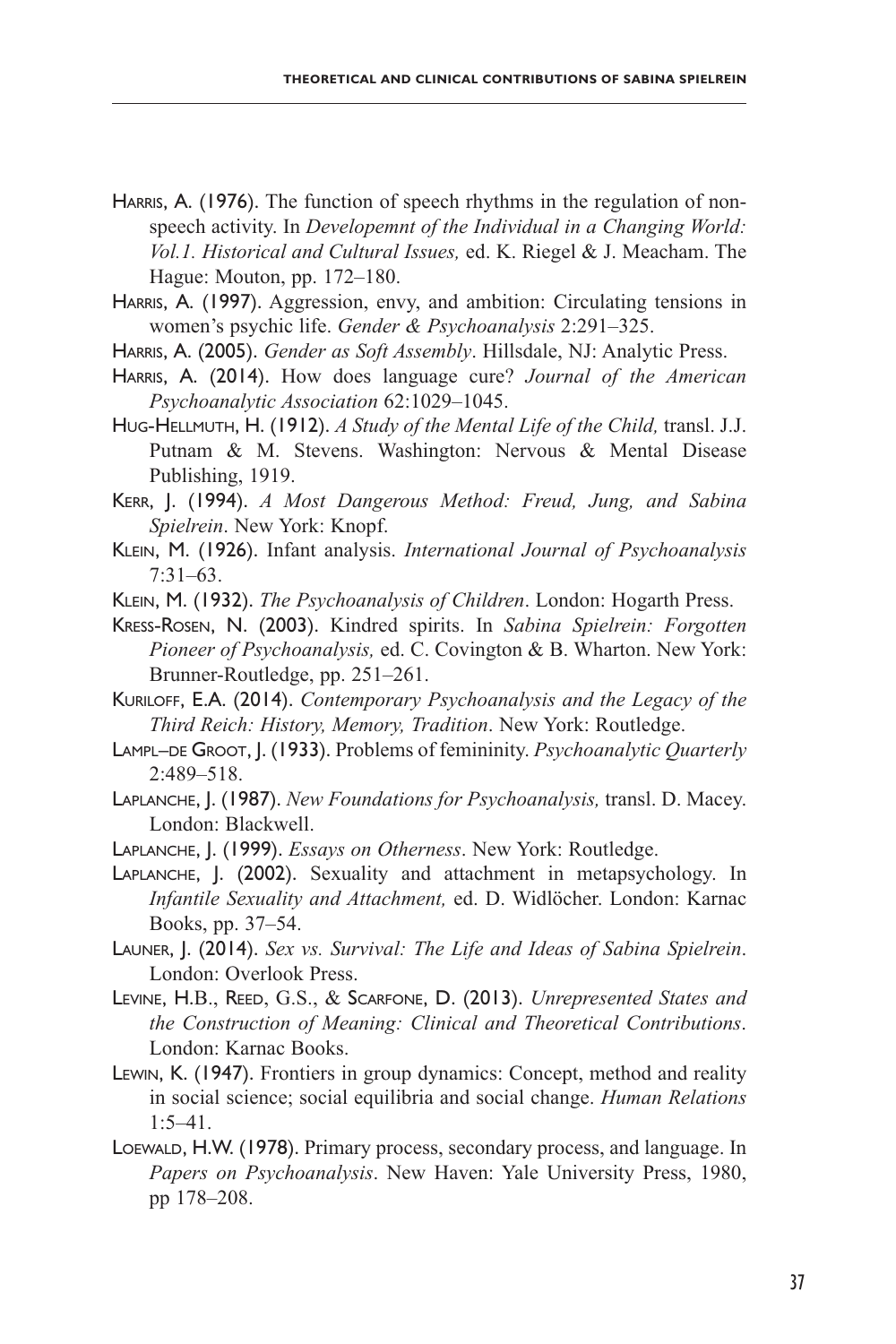Harris, A. (1976). The function of speech rhythms in the regulation of non-speech activity. In *Developemnt of the Individual in a Changing World: Vol.1. Historical and Cultural Issues,* ed. K. Riegel & J. Meacham. The Hague: Mouton, pp. 172–180.

Harris, A. (1997). Aggression, envy, and ambition: Circulating tensions in women's psychic life. *Gender & Psychoanalysis* 2:291–325.

Harris, A. (2005). *Gender as Soft Assembly*. Hillsdale, NJ: Analytic Press.

Harris, A. (2014). How does language cure? *Journal of the American Psychoanalytic Association* 62:1029–1045.

Hug-Hellmuth, H. (1912). *A Study of the Mental Life of the Child,* transl. J.J. Putnam & M. Stevens. Washington: Nervous & Mental Disease Publishing, 1919.

Kerr, J. (1994). *A Most Dangerous Method: Freud, Jung, and Sabina Spielrein*. New York: Knopf.

Klein, M. (1926). Infant analysis. *International Journal of Psychoanalysis* 7:31–63.

Klein, M. (1932). *The Psychoanalysis of Children*. London: Hogarth Press.

Kress-Rosen, N. (2003). Kindred spirits. In *Sabina Spielrein: Forgotten Pioneer of Psychoanalysis,* ed. C. Covington & B. Wharton. New York: Brunner-Routledge, pp. 251–261.

Kuriloff, E.A. (2014). *Contemporary Psychoanalysis and the Legacy of the Third Reich: History, Memory, Tradition*. New York: Routledge.

Lampl–de Groot, J. (1933). Problems of femininity. *Psychoanalytic Quarterly* 2:489–518.

Laplanche, J. (1987). *New Foundations for Psychoanalysis,* transl. D. Macey. London: Blackwell.

Laplanche, J. (1999). *Essays on Otherness*. New York: Routledge.

Laplanche, J. (2002). Sexuality and attachment in metapsychology. In *Infantile Sexuality and Attachment,* ed. D. Widlöcher. London: Karnac Books, pp. 37–54.

Launer, J. (2014). *Sex vs. Survival: The Life and Ideas of Sabina Spielrein*. London: Overlook Press.

Levine, H.B., Reed, G.S., & Scarfone, D. (2013). *Unrepresented States and the Construction of Meaning: Clinical and Theoretical Contributions*. London: Karnac Books.

Lewin, K. (1947). Frontiers in group dynamics: Concept, method and reality in social science; social equilibria and social change. *Human Relations* 1:5–41.

Loewald, H.W. (1978). Primary process, secondary process, and language. In *Papers on Psychoanalysis*. New Haven: Yale University Press, 1980, pp 178–208.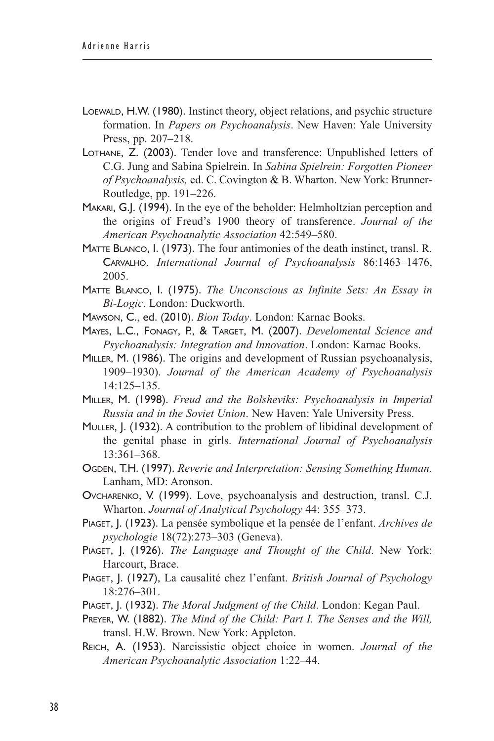Loewald, H.W. (1980). Instinct theory, object relations, and psychic structure formation. In *Papers on Psychoanalysis*. New Haven: Yale University Press, pp. 207–218.

Lothane, Z. (2003). Tender love and transference: Unpublished letters of C.G. Jung and Sabina Spielrein. In *Sabina Spielrein: Forgotten Pioneer of Psychoanalysis,* ed. C. Covington & B. Wharton. New York: Brunner-Routledge, pp. 191–226.

Makari, G.J. (1994). In the eye of the beholder: Helmholtzian perception and the origins of Freud's 1900 theory of transference. *Journal of the American Psychoanalytic Association* 42:549–580.

Matte Blanco, I. (1973). The four antimonies of the death instinct, transl. R. Carvalho. *International Journal of Psychoanalysis* 86:1463–1476, 2005.

Matte Blanco, I. (1975). *The Unconscious as Infinite Sets: An Essay in Bi-Logic*. London: Duckworth.

Mawson, C., ed. (2010). *Bion Today*. London: Karnac Books.

Mayes, L.C., Fonagy, P., & Target, M. (2007). *Develomental Science and Psychoanalysis: Integration and Innovation*. London: Karnac Books.

Miller, M. (1986). The origins and development of Russian psychoanalysis, 1909–1930). *Journal of the American Academy of Psychoanalysis* 14:125–135.

Miller, M. (1998). *Freud and the Bolsheviks: Psychoanalysis in Imperial Russia and in the Soviet Union*. New Haven: Yale University Press.

Muller, J. (1932). A contribution to the problem of libidinal development of the genital phase in girls. *International Journal of Psychoanalysis* 13:361–368.

Ogden, T.H. (1997). *Reverie and Interpretation: Sensing Something Human*. Lanham, MD: Aronson.

Ovcharenko, V. (1999). Love, psychoanalysis and destruction, transl. C.J. Wharton. *Journal of Analytical Psychology* 44: 355–373.

Piaget, J. (1923). La pensée symbolique et la pensée de l'enfant. *Archives de psychologie* 18(72):273–303 (Geneva).

Piaget, J. (1926). *The Language and Thought of the Child*. New York: Harcourt, Brace.

Piaget, J. (1927), La causalité chez l'enfant. *British Journal of Psychology* 18:276–301.

Piaget, J. (1932). *The Moral Judgment of the Child*. London: Kegan Paul.

Preyer, W. (1882). *The Mind of the Child: Part I. The Senses and the Will,* transl. H.W. Brown. New York: Appleton.

Reich, A. (1953). Narcissistic object choice in women. *Journal of the American Psychoanalytic Association* 1:22–44.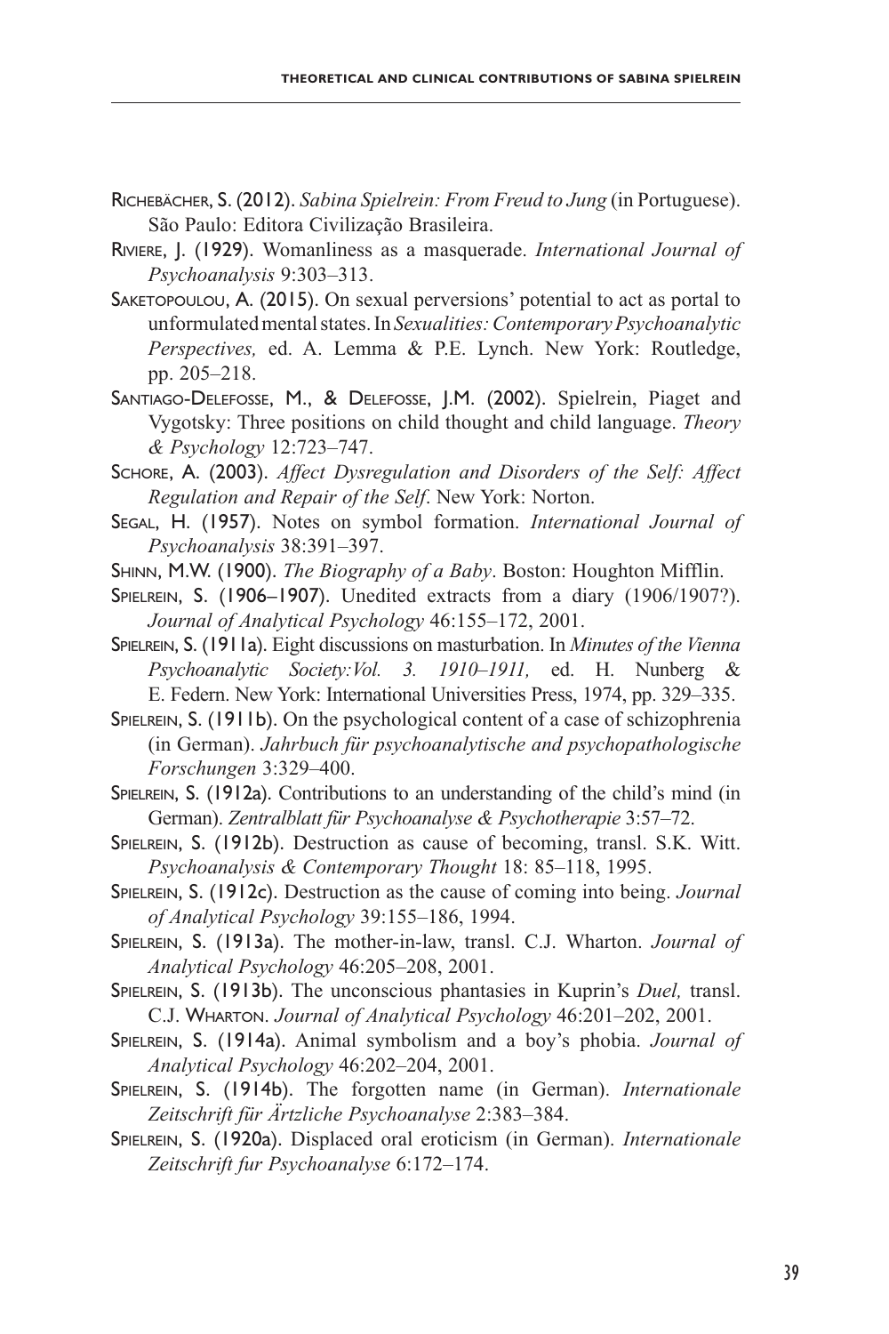Richebächer, S. (2012). *Sabina Spielrein: From Freud to Jung* (in Portuguese). São Paulo: Editora Civilização Brasileira.

Riviere, J. (1929). Womanliness as a masquerade. *International Journal of Psychoanalysis* 9:303–313.

Saketopoulou, A. (2015). On sexual perversions' potential to act as portal to unformulated mental states. In *Sexualities: Contemporary Psychoanalytic Perspectives,* ed. A. Lemma & P.E. Lynch. New York: Routledge, pp. 205–218.

Santiago-Delefosse, M., & Delefosse, J.M. (2002). Spielrein, Piaget and Vygotsky: Three positions on child thought and child language. *Theory & Psychology* 12:723–747.

Schore, A. (2003). *Affect Dysregulation and Disorders of the Self: Affect Regulation and Repair of the Self*. New York: Norton.

Segal, H. (1957). Notes on symbol formation. *International Journal of Psychoanalysis* 38:391–397.

Shinn, M.W. (1900). *The Biography of a Baby*. Boston: Houghton Mifflin.

Spielrein, S. (1906–1907). Unedited extracts from a diary (1906/1907?). *Journal of Analytical Psychology* 46:155–172, 2001.

Spielrein, S. (1911a). Eight discussions on masturbation. In *Minutes of the Vienna Psychoanalytic Society:Vol. 3. 1910–1911,* ed. H. Nunberg & E. Federn. New York: International Universities Press, 1974, pp. 329–335.

Spielrein, S. (1911b). On the psychological content of a case of schizophrenia (in German). *Jahrbuch für psychoanalytische and psychopathologische Forschungen* 3:329–400.

Spielrein, S. (1912a). Contributions to an understanding of the child's mind (in German). *Zentralblatt für Psychoanalyse & Psychotherapie* 3:57–72.

Spielrein, S. (1912b). Destruction as cause of becoming, transl. S.K. Witt. *Psychoanalysis & Contemporary Thought* 18: 85–118, 1995.

Spielrein, S. (1912c). Destruction as the cause of coming into being. *Journal of Analytical Psychology* 39:155–186, 1994.

Spielrein, S. (1913a). The mother-in-law, transl. C.J. Wharton. *Journal of Analytical Psychology* 46:205–208, 2001.

Spielrein, S. (1913b). The unconscious phantasies in Kuprin's *Duel,* transl. C.J. Wharton. *Journal of Analytical Psychology* 46:201–202, 2001.

Spielrein, S. (1914a). Animal symbolism and a boy's phobia. *Journal of Analytical Psychology* 46:202–204, 2001.

Spielrein, S. (1914b). The forgotten name (in German). *Internationale Zeitschrift für Ärtzliche Psychoanalyse* 2:383–384.

Spielrein, S. (1920a). Displaced oral eroticism (in German). *Internationale Zeitschrift fur Psychoanalyse* 6:172–174.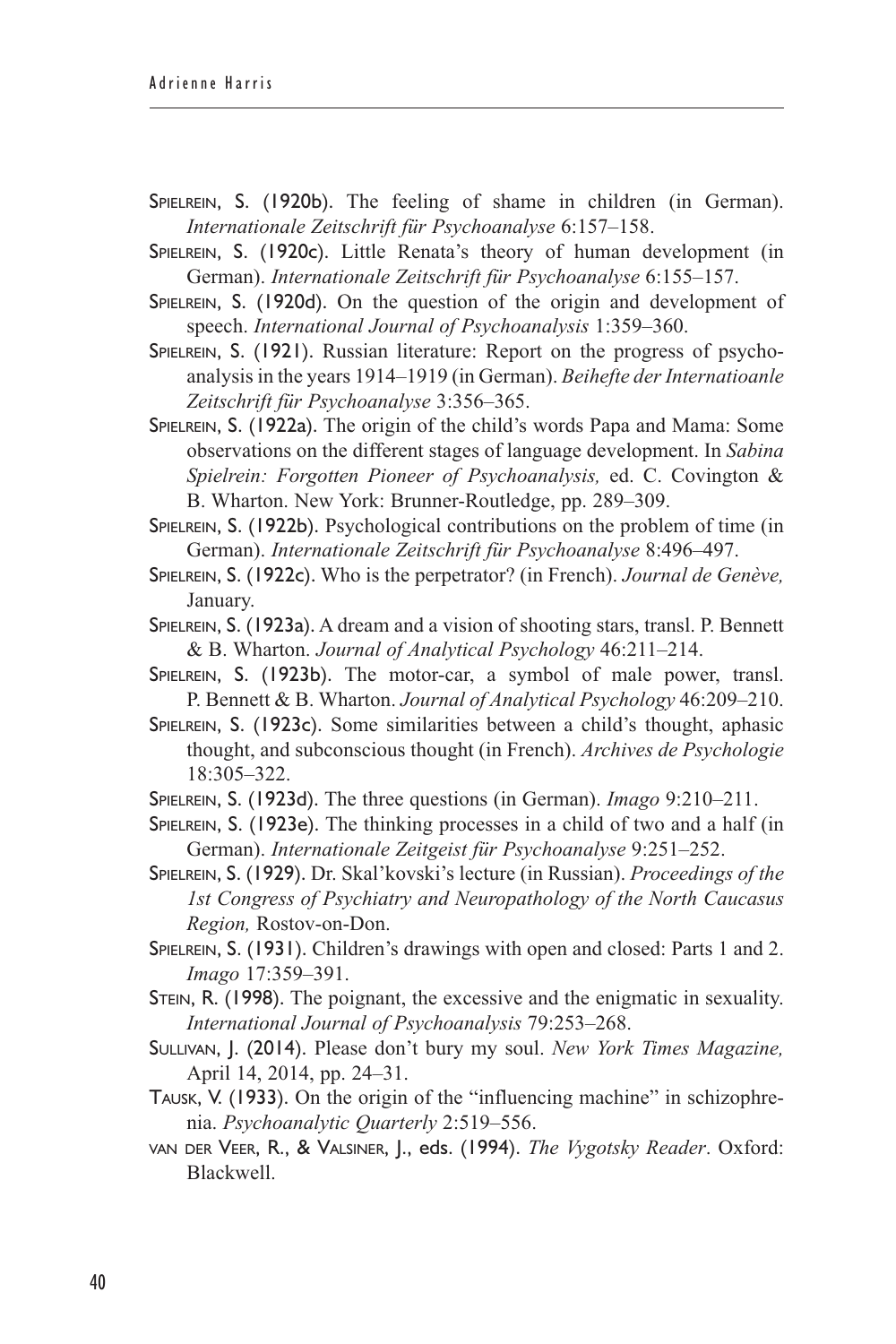Spielrein, S. (1920b). The feeling of shame in children (in German). *Internationale Zeitschrift für Psychoanalyse* 6:157–158.

Spielrein, S. (1920c). Little Renata's theory of human development (in German). *Internationale Zeitschrift für Psychoanalyse* 6:155–157.

Spielrein, S. (1920d). On the question of the origin and development of speech. *International Journal of Psychoanalysis* 1:359–360.

Spielrein, S. (1921). Russian literature: Report on the progress of psychoanalysis in the years 1914–1919 (in German). *Beihefte der Internatioanle Zeitschrift für Psychoanalyse* 3:356–365.

Spielrein, S. (1922a). The origin of the child's words Papa and Mama: Some observations on the different stages of language development. In *Sabina Spielrein: Forgotten Pioneer of Psychoanalysis,* ed. C. Covington & B. Wharton. New York: Brunner-Routledge, pp. 289–309.

Spielrein, S. (1922b). Psychological contributions on the problem of time (in German). *Internationale Zeitschrift für Psychoanalyse* 8:496–497.

Spielrein, S. (1922c). Who is the perpetrator? (in French). *Journal de Genève,* January.

Spielrein, S. (1923a). A dream and a vision of shooting stars, transl. P. Bennett & B. Wharton. *Journal of Analytical Psychology* 46:211–214.

Spielrein, S. (1923b). The motor-car, a symbol of male power, transl. P. Bennett & B. Wharton. *Journal of Analytical Psychology* 46:209–210.

Spielrein, S. (1923c). Some similarities between a child's thought, aphasic thought, and subconscious thought (in French). *Archives de Psychologie* 18:305–322.

Spielrein, S. (1923d). The three questions (in German). *Imago* 9:210–211.

Spielrein, S. (1923e). The thinking processes in a child of two and a half (in German). *Internationale Zeitgeist für Psychoanalyse* 9:251–252.

Spielrein, S. (1929). Dr. Skal'kovski's lecture (in Russian). *Proceedings of the 1st Congress of Psychiatry and Neuropathology of the North Caucasus Region,* Rostov-on-Don.

Spielrein, S. (1931). Children's drawings with open and closed: Parts 1 and 2. *Imago* 17:359–391.

Stein, R. (1998). The poignant, the excessive and the enigmatic in sexuality. *International Journal of Psychoanalysis* 79:253–268.

Sullivan, J. (2014). Please don't bury my soul. *New York Times Magazine,* April 14, 2014, pp. 24–31.

Tausk, V. (1933). On the origin of the "influencing machine" in schizophrenia. *Psychoanalytic Quarterly* 2:519–556.

van der Veer, R., & Valsiner, J., eds. (1994). *The Vygotsky Reader*. Oxford: Blackwell.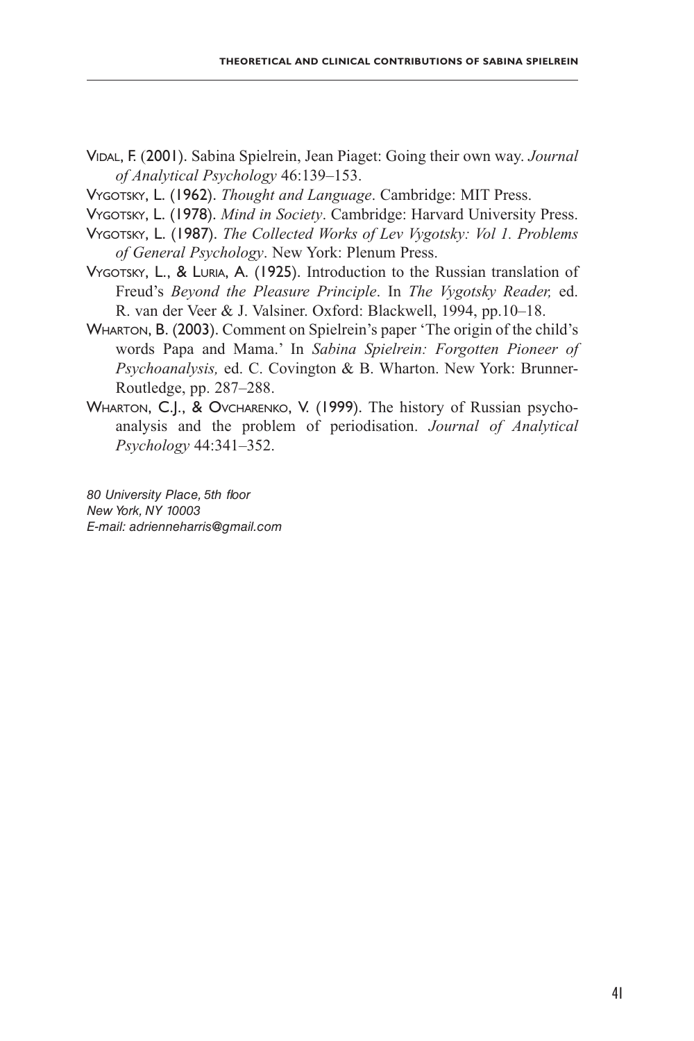Vidal, F. (2001). Sabina Spielrein, Jean Piaget: Going their own way. *Journal of Analytical Psychology* 46:139–153.

Vygotsky, L. (1962). *Thought and Language*. Cambridge: MIT Press.

Vygotsky, L. (1978). *Mind in Society*. Cambridge: Harvard University Press.

Vygotsky, L. (1987). *The Collected Works of Lev Vygotsky: Vol 1. Problems of General Psychology*. New York: Plenum Press.

Vygotsky, L., & Luria, A. (1925). Introduction to the Russian translation of Freud's *Beyond the Pleasure Principle*. In *The Vygotsky Reader,* ed. R. van der Veer & J. Valsiner. Oxford: Blackwell, 1994, pp.10–18.

Wharton, B. (2003). Comment on Spielrein's paper 'The origin of the child's words Papa and Mama.' In *Sabina Spielrein: Forgotten Pioneer of Psychoanalysis,* ed. C. Covington & B. Wharton. New York: Brunner-Routledge, pp. 287–288.

Wharton, C.J., & Ovcharenko, V. (1999). The history of Russian psychoanalysis and the problem of periodisation. *Journal of Analytical Psychology* 44:341–352.

*80 University Place, 5th floor*
*New York, NY 10003*
*E-mail: adrienneharris@gmail.com*